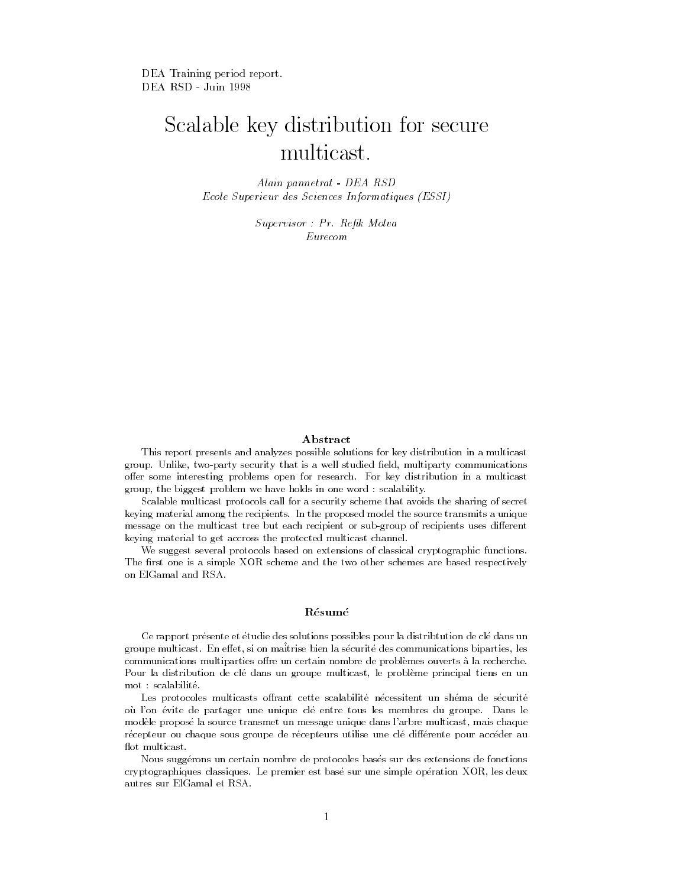DEA Training period report.
DEA RSD - Juin 1998

# Scalable key distribution for secure multicast.

*Alain pannetrat - DEA RSD*
*Ecole Superieur des Sciences Informatiques (ESSI)*

*Supervisor : Pr. Refik Molva*
*Eurecom*

## Abstract

This report presents and analyzes possible solutions for key distribution in a multicast group. Unlike, two-party security that is a well studied field, multiparty communications offer some interesting problems open for research. For key distribution in a multicast group, the biggest problem we have holds in one word : scalability.

Scalable multicast protocols call for a security scheme that avoids the sharing of secret keying material among the recipients. In the proposed model the source transmits a unique message on the multicast tree but each recipient or sub-group of recipients uses different keying material to get accross the protected multicast channel.

We suggest several protocols based on extensions of classical cryptographic functions. The first one is a simple XOR scheme and the two other schemes are based respectively on ElGamal and RSA.

## Résumé

Ce rapport présente et étudie des solutions possibles pour la distribtution de clé dans un groupe multicast. En effet, si on maîtrise bien la sécurité des communications biparties, les communications multiparties offre un certain nombre de problèmes ouverts à la recherche. Pour la distribution de clé dans un groupe multicast, le problème principal tiens en un mot : scalabilité.

Les protocoles multicasts offrant cette scalabilité nécessitent un shéma de sécurité où l'on évite de partager une unique clé entre tous les membres du groupe. Dans le modèle proposé la source transmet un message unique dans l'arbre multicast, mais chaque récepteur ou chaque sous groupe de récepteurs utilise une clé différente pour accéder au flot multicast.

Nous suggérons un certain nombre de protocoles basés sur des extensions de fonctions cryptographiques classiques. Le premier est basé sur une simple opération XOR, les deux autres sur ElGamal et RSA.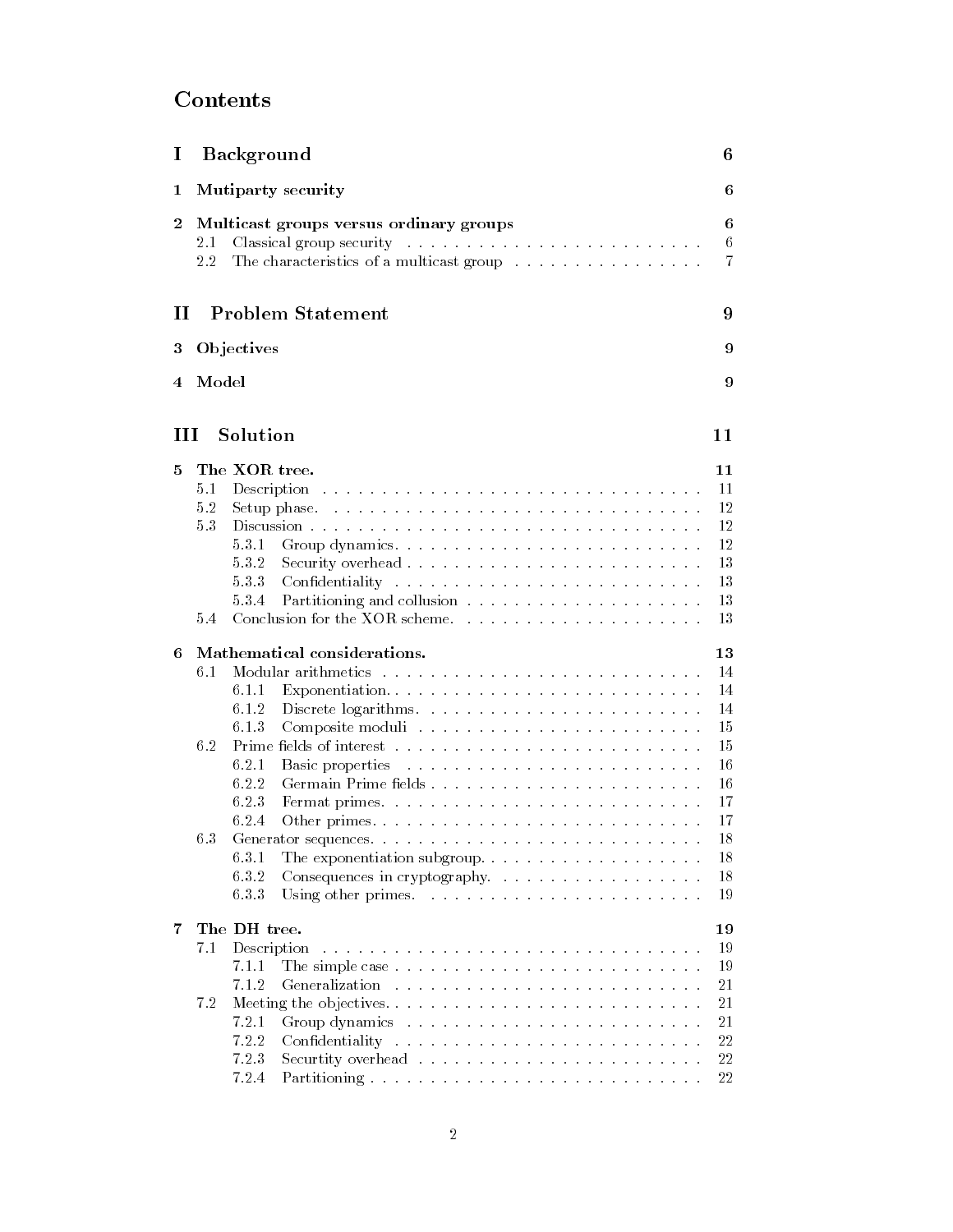# Contents

| | | |
|---|---|---|
| **I** | **Background** | **6** |
| **1** | **Mutiparty security** | **6** |
| **2** | **Multicast groups versus ordinary groups** | **6** |
| 2.1 | Classical group security | 6 |
| 2.2 | The characteristics of a multicast group | 7 |
| **II** | **Problem Statement** | **9** |
| **3** | **Objectives** | **9** |
| **4** | **Model** | **9** |
| **III** | **Solution** | **11** |
| **5** | **The XOR tree.** | **11** |
| 5.1 | Description | 11 |
| 5.2 | Setup phase. | 12 |
| 5.3 | Discussion | 12 |
| 5.3.1 | Group dynamics. | 12 |
| 5.3.2 | Security overhead | 13 |
| 5.3.3 | Confidentiality | 13 |
| 5.3.4 | Partitioning and collusion | 13 |
| 5.4 | Conclusion for the XOR scheme. | 13 |
| **6** | **Mathematical considerations.** | **13** |
| 6.1 | Modular arithmetics | 14 |
| 6.1.1 | Exponentiation. | 14 |
| 6.1.2 | Discrete logarithms. | 14 |
| 6.1.3 | Composite moduli | 15 |
| 6.2 | Prime fields of interest | 15 |
| 6.2.1 | Basic properties | 16 |
| 6.2.2 | Germain Prime fields | 16 |
| 6.2.3 | Fermat primes. | 17 |
| 6.2.4 | Other primes. | 17 |
| 6.3 | Generator sequences. | 18 |
| 6.3.1 | The exponentiation subgroup. | 18 |
| 6.3.2 | Consequences in cryptography. | 18 |
| 6.3.3 | Using other primes. | 19 |
| **7** | **The DH tree.** | **19** |
| 7.1 | Description | 19 |
| 7.1.1 | The simple case | 19 |
| 7.1.2 | Generalization | 21 |
| 7.2 | Meeting the objectives. | 21 |
| 7.2.1 | Group dynamics | 21 |
| 7.2.2 | Confidentiality | 22 |
| 7.2.3 | Securtity overhead | 22 |
| 7.2.4 | Partitioning | 22 |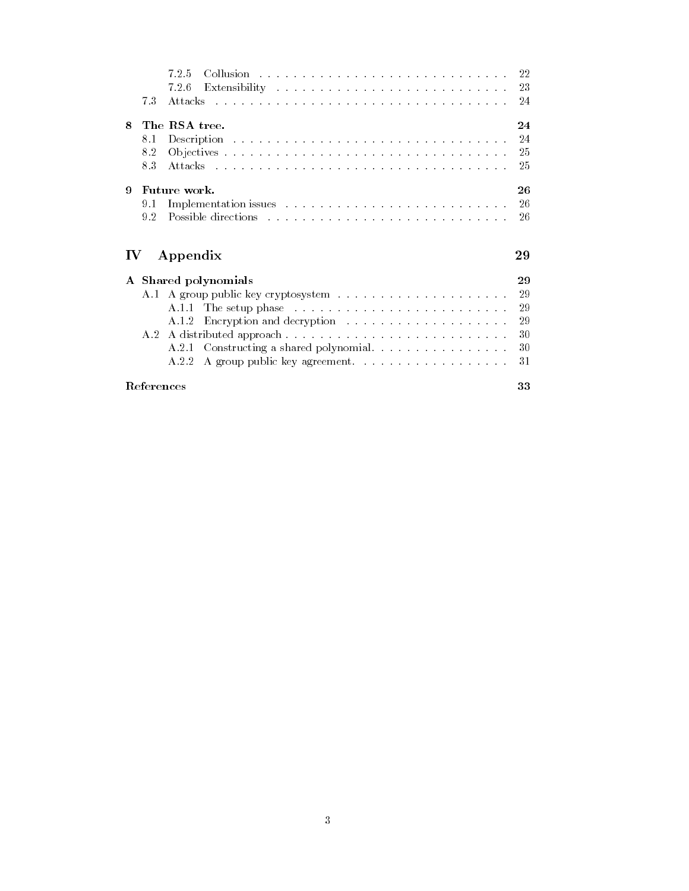7.2.5 Collusion . . . . . . . . . . . . . . . . . . . . . . . . . . . . 22
7.2.6 Extensibility . . . . . . . . . . . . . . . . . . . . . . . . . . 23
7.3 Attacks . . . . . . . . . . . . . . . . . . . . . . . . . . . . . . . . . 24

**8 The RSA tree. 24**
8.1 Description . . . . . . . . . . . . . . . . . . . . . . . . . . . . . . . 24
8.2 Objectives . . . . . . . . . . . . . . . . . . . . . . . . . . . . . . . 25
8.3 Attacks . . . . . . . . . . . . . . . . . . . . . . . . . . . . . . . . . 25

**9 Future work. 26**
9.1 Implementation issues . . . . . . . . . . . . . . . . . . . . . . . . . 26
9.2 Possible directions . . . . . . . . . . . . . . . . . . . . . . . . . . . 26

## IV Appendix 29

**A Shared polynomials 29**
A.1 A group public key cryptosystem . . . . . . . . . . . . . . . . . . . . 29
A.1.1 The setup phase . . . . . . . . . . . . . . . . . . . . . . . . 29
A.1.2 Encryption and decryption . . . . . . . . . . . . . . . . . . . 29
A.2 A distributed approach . . . . . . . . . . . . . . . . . . . . . . . . . 30
A.2.1 Constructing a shared polynomial. . . . . . . . . . . . . . . . . 30
A.2.2 A group public key agreement. . . . . . . . . . . . . . . . . . . 31

**References 33**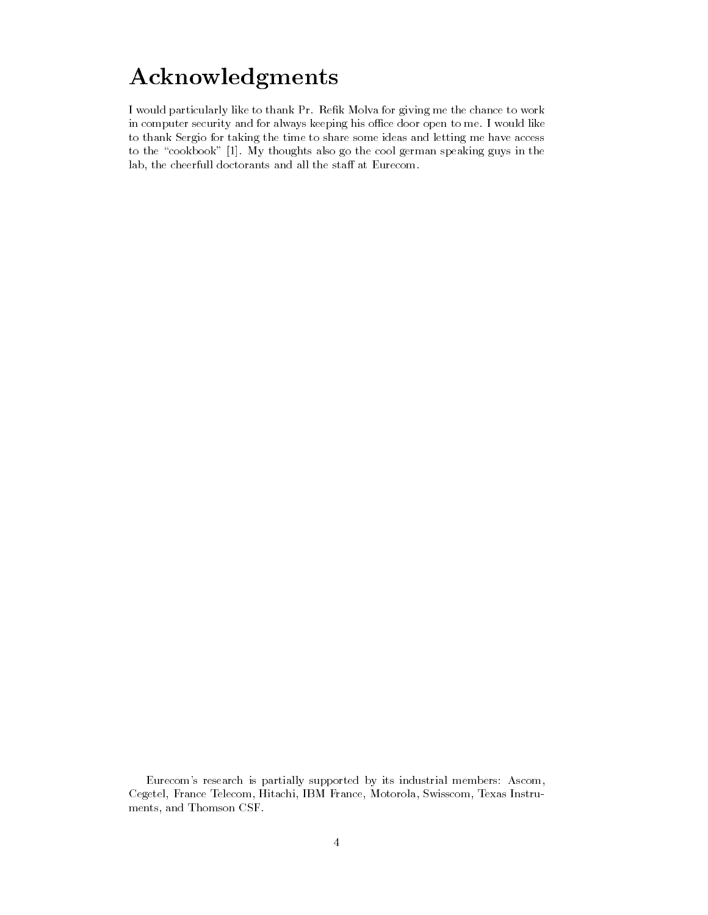# Acknowledgments

I would particularly like to thank Pr. Refik Molva for giving me the chance to work in computer security and for always keeping his office door open to me. I would like to thank Sergio for taking the time to share some ideas and letting me have access to the "cookbook" [1]. My thoughts also go the cool german speaking guys in the lab, the cheerfull doctorants and all the staff at Eurecom.

Eurecom's research is partially supported by its industrial members: Ascom, Cegetel, France Telecom, Hitachi, IBM France, Motorola, Swisscom, Texas Instruments, and Thomson CSF.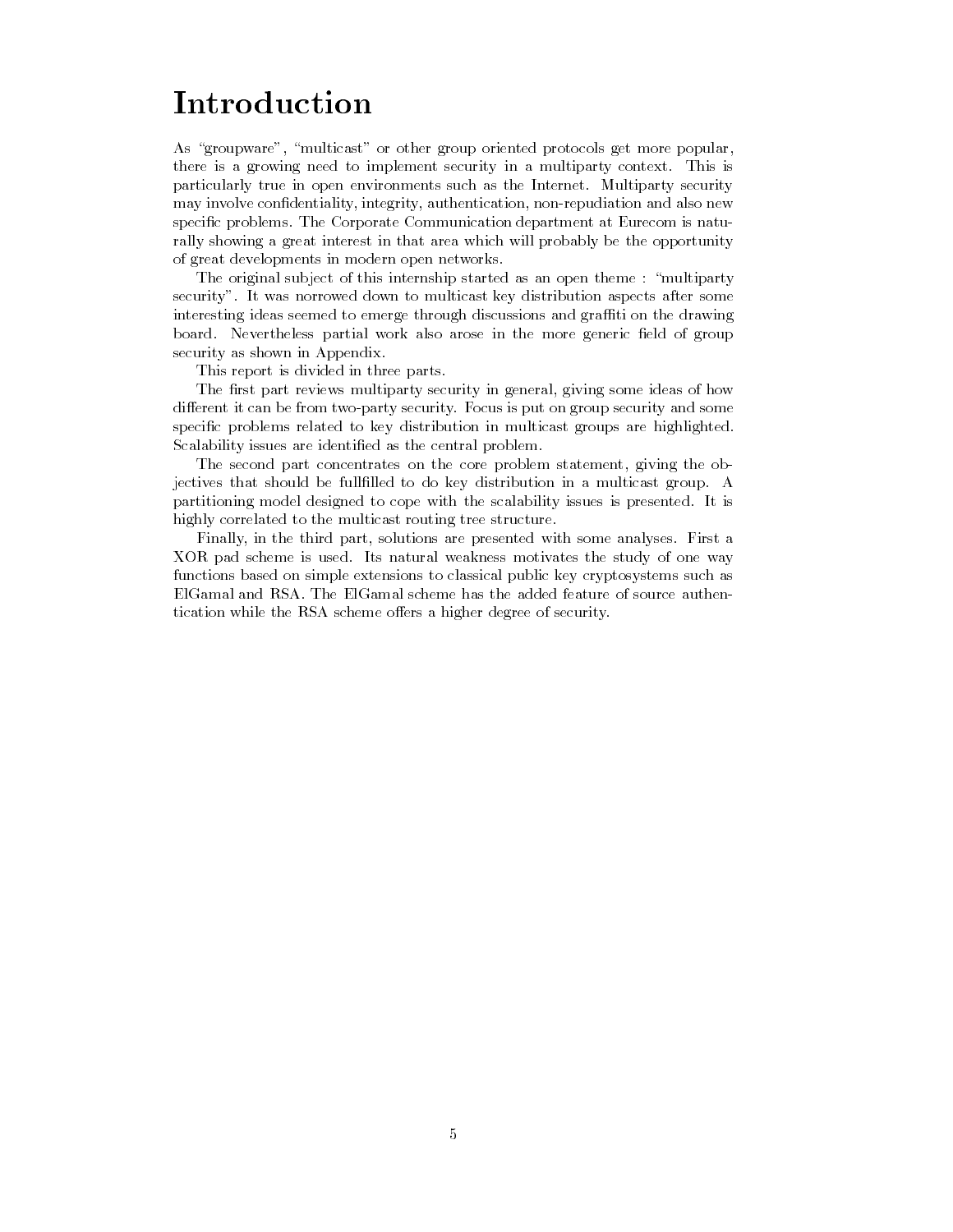# Introduction

As "groupware", "multicast" or other group oriented protocols get more popular, there is a growing need to implement security in a multiparty context. This is particularly true in open environments such as the Internet. Multiparty security may involve confidentiality, integrity, authentication, non-repudiation and also new specific problems. The Corporate Communication department at Eurecom is naturally showing a great interest in that area which will probably be the opportunity of great developments in modern open networks.

The original subject of this internship started as an open theme : "multiparty security". It was norrowed down to multicast key distribution aspects after some interesting ideas seemed to emerge through discussions and graffiti on the drawing board. Nevertheless partial work also arose in the more generic field of group security as shown in Appendix.

This report is divided in three parts.

The first part reviews multiparty security in general, giving some ideas of how different it can be from two-party security. Focus is put on group security and some specific problems related to key distribution in multicast groups are highlighted. Scalability issues are identified as the central problem.

The second part concentrates on the core problem statement, giving the objectives that should be fullfilled to do key distribution in a multicast group. A partitioning model designed to cope with the scalability issues is presented. It is highly correlated to the multicast routing tree structure.

Finally, in the third part, solutions are presented with some analyses. First a XOR pad scheme is used. Its natural weakness motivates the study of one way functions based on simple extensions to classical public key cryptosystems such as ElGamal and RSA. The ElGamal scheme has the added feature of source authentication while the RSA scheme offers a higher degree of security.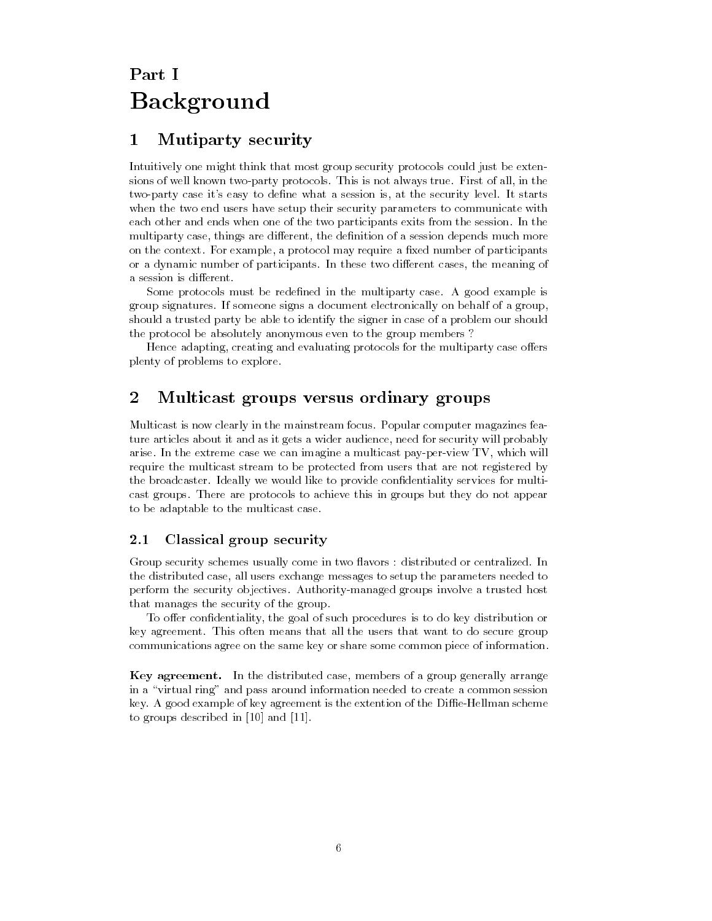# Part I
# Background

## 1 Mutiparty security

Intuitively one might think that most group security protocols could just be extensions of well known two-party protocols. This is not always true. First of all, in the two-party case it's easy to define what a session is, at the security level. It starts when the two end users have setup their security parameters to communicate with each other and ends when one of the two participants exits from the session. In the multiparty case, things are different, the definition of a session depends much more on the context. For example, a protocol may require a fixed number of participants or a dynamic number of participants. In these two different cases, the meaning of a session is different.

Some protocols must be redefined in the multiparty case. A good example is group signatures. If someone signs a document electronically on behalf of a group, should a trusted party be able to identify the signer in case of a problem our should the protocol be absolutely anonymous even to the group members ?

Hence adapting, creating and evaluating protocols for the multiparty case offers plenty of problems to explore.

## 2 Multicast groups versus ordinary groups

Multicast is now clearly in the mainstream focus. Popular computer magazines feature articles about it and as it gets a wider audience, need for security will probably arise. In the extreme case we can imagine a multicast pay-per-view TV, which will require the multicast stream to be protected from users that are not registered by the broadcaster. Ideally we would like to provide confidentiality services for multicast groups. There are protocols to achieve this in groups but they do not appear to be adaptable to the multicast case.

### 2.1 Classical group security

Group security schemes usually come in two flavors : distributed or centralized. In the distributed case, all users exchange messages to setup the parameters needed to perform the security objectives. Authority-managed groups involve a trusted host that manages the security of the group.

To offer confidentiality, the goal of such procedures is to do key distribution or key agreement. This often means that all the users that want to do secure group communications agree on the same key or share some common piece of information.

**Key agreement.** In the distributed case, members of a group generally arrange in a "virtual ring" and pass around information needed to create a common session key. A good example of key agreement is the extention of the Diffie-Hellman scheme to groups described in [10] and [11].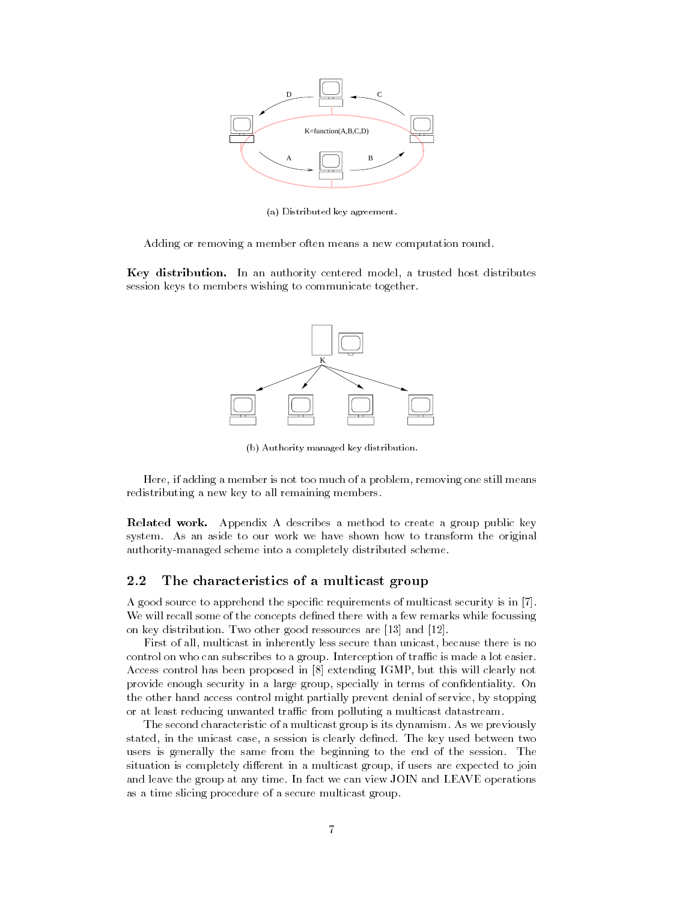(a) Distributed key agreement.

Adding or removing a member often means a new computation round.

**Key distribution.** In an authority centered model, a trusted host distributes session keys to members wishing to communicate together.

(b) Authority managed key distribution.

Here, if adding a member is not too much of a problem, removing one still means redistributing a new key to all remaining members.

**Related work.** Appendix A describes a method to create a group public key system. As an aside to our work we have shown how to transform the original authority-managed scheme into a completely distributed scheme.

## 2.2 The characteristics of a multicast group

A good source to apprehend the specific requirements of multicast security is in [7]. We will recall some of the concepts defined there with a few remarks while focussing on key distribution. Two other good ressources are [13] and [12].

First of all, multicast in inherently less secure than unicast, because there is no control on who can subscribes to a group. Interception of traffic is made a lot easier. Access control has been proposed in [8] extending IGMP, but this will clearly not provide enough security in a large group, specially in terms of confidentiality. On the other hand access control might partially prevent denial of service, by stopping or at least reducing unwanted traffic from polluting a multicast datastream.

The second characteristic of a multicast group is its dynamism. As we previously stated, in the unicast case, a session is clearly defined. The key used between two users is generally the same from the beginning to the end of the session. The situation is completely different in a multicast group, if users are expected to join and leave the group at any time. In fact we can view JOIN and LEAVE operations as a time slicing procedure of a secure multicast group.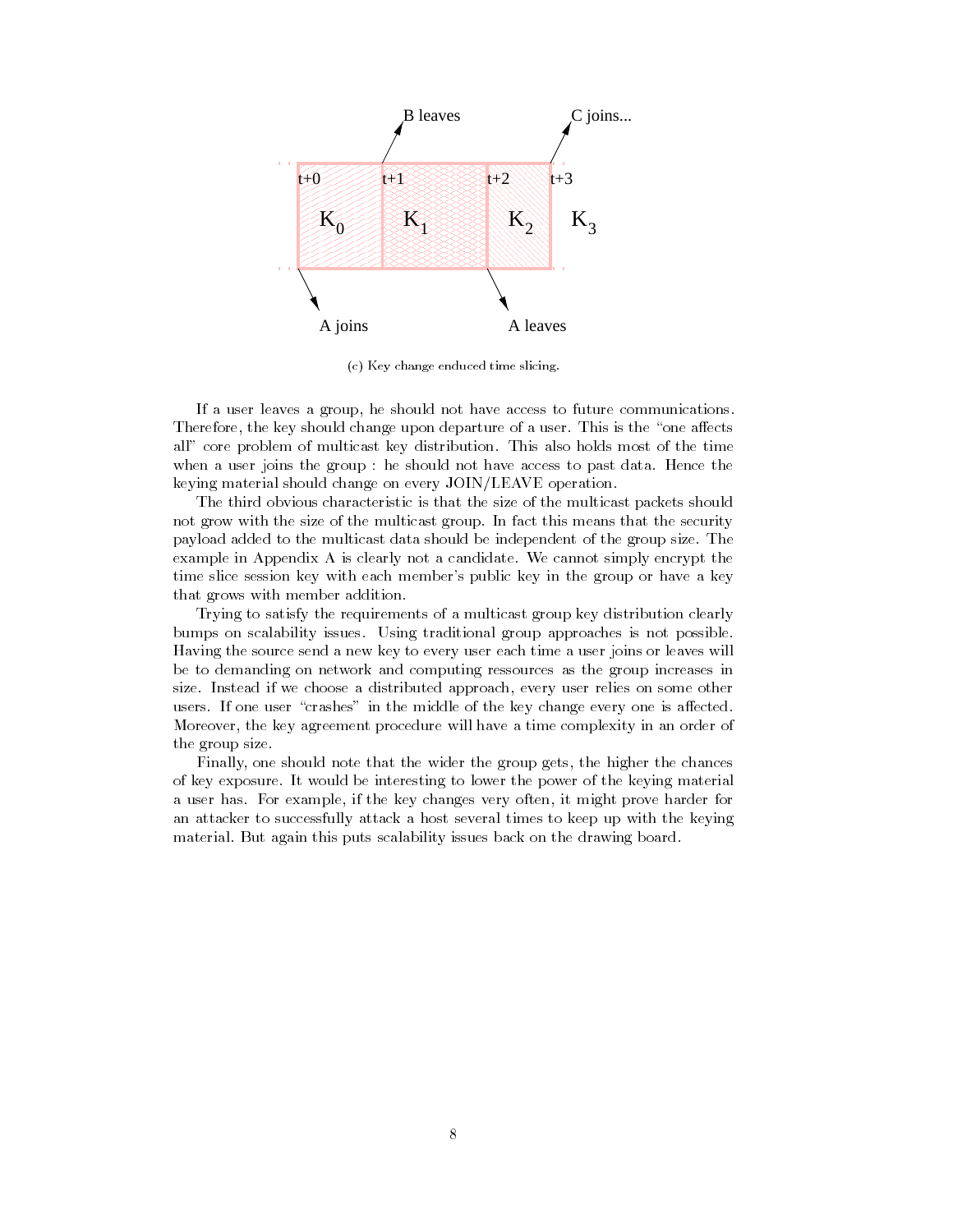(c) Key change enduced time slicing.

If a user leaves a group, he should not have access to future communications. Therefore, the key should change upon departure of a user. This is the "one affects all" core problem of multicast key distribution. This also holds most of the time when a user joins the group : he should not have access to past data. Hence the keying material should change on every JOIN/LEAVE operation.

The third obvious characteristic is that the size of the multicast packets should not grow with the size of the multicast group. In fact this means that the security payload added to the multicast data should be independent of the group size. The example in Appendix A is clearly not a candidate. We cannot simply encrypt the time slice session key with each member's public key in the group or have a key that grows with member addition.

Trying to satisfy the requirements of a multicast group key distribution clearly bumps on scalability issues. Using traditional group approaches is not possible. Having the source send a new key to every user each time a user joins or leaves will be to demanding on network and computing ressources as the group increases in size. Instead if we choose a distributed approach, every user relies on some other users. If one user "crashes" in the middle of the key change every one is affected. Moreover, the key agreement procedure will have a time complexity in an order of the group size.

Finally, one should note that the wider the group gets, the higher the chances of key exposure. It would be interesting to lower the power of the keying material a user has. For example, if the key changes very often, it might prove harder for an attacker to successfully attack a host several times to keep up with the keying material. But again this puts scalability issues back on the drawing board.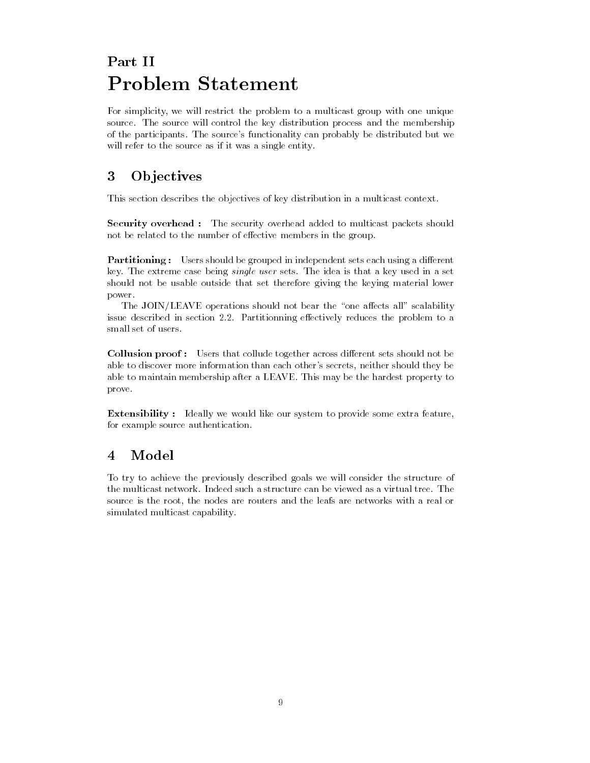# Part II
# Problem Statement

For simplicity, we will restrict the problem to a multicast group with one unique source. The source will control the key distribution process and the membership of the participants. The source's functionality can probably be distributed but we will refer to the source as if it was a single entity.

## 3 Objectives

This section describes the objectives of key distribution in a multicast context.

**Security overhead :** The security overhead added to multicast packets should not be related to the number of effective members in the group.

**Partitioning :** Users should be grouped in independent sets each using a different key. The extreme case being *single user* sets. The idea is that a key used in a set should not be usable outside that set therefore giving the keying material lower power.

The JOIN/LEAVE operations should not bear the "one affects all" scalability issue described in section 2.2. Partitionning effectively reduces the problem to a small set of users.

**Collusion proof :** Users that collude together across different sets should not be able to discover more information than each other's secrets, neither should they be able to maintain membership after a LEAVE. This may be the hardest property to prove.

**Extensibility :** Ideally we would like our system to provide some extra feature, for example source authentication.

## 4 Model

To try to achieve the previously described goals we will consider the structure of the multicast network. Indeed such a structure can be viewed as a virtual tree. The source is the root, the nodes are routers and the leafs are networks with a real or simulated multicast capability.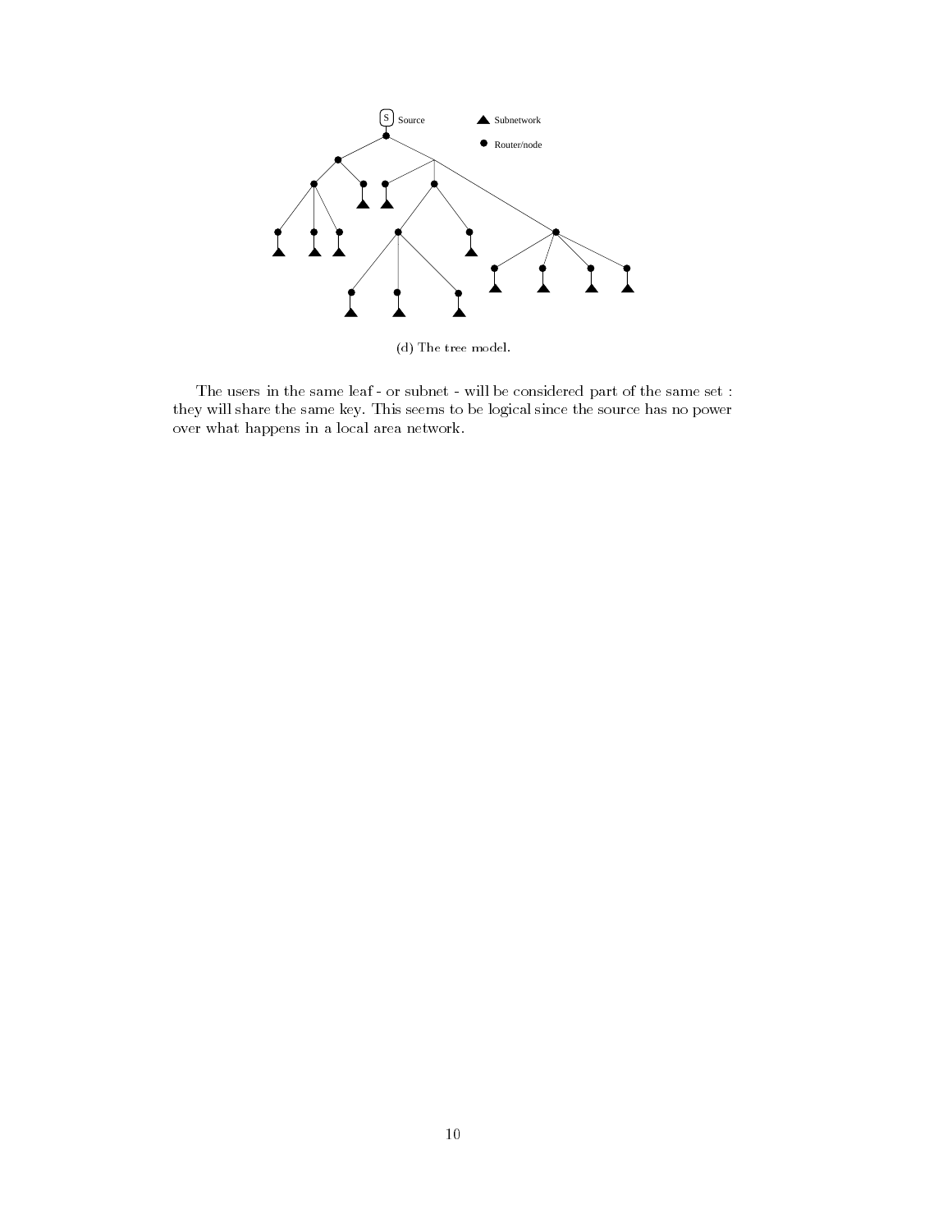(d) The tree model.

The users in the same leaf - or subnet - will be considered part of the same set : they will share the same key. This seems to be logical since the source has no power over what happens in a local area network.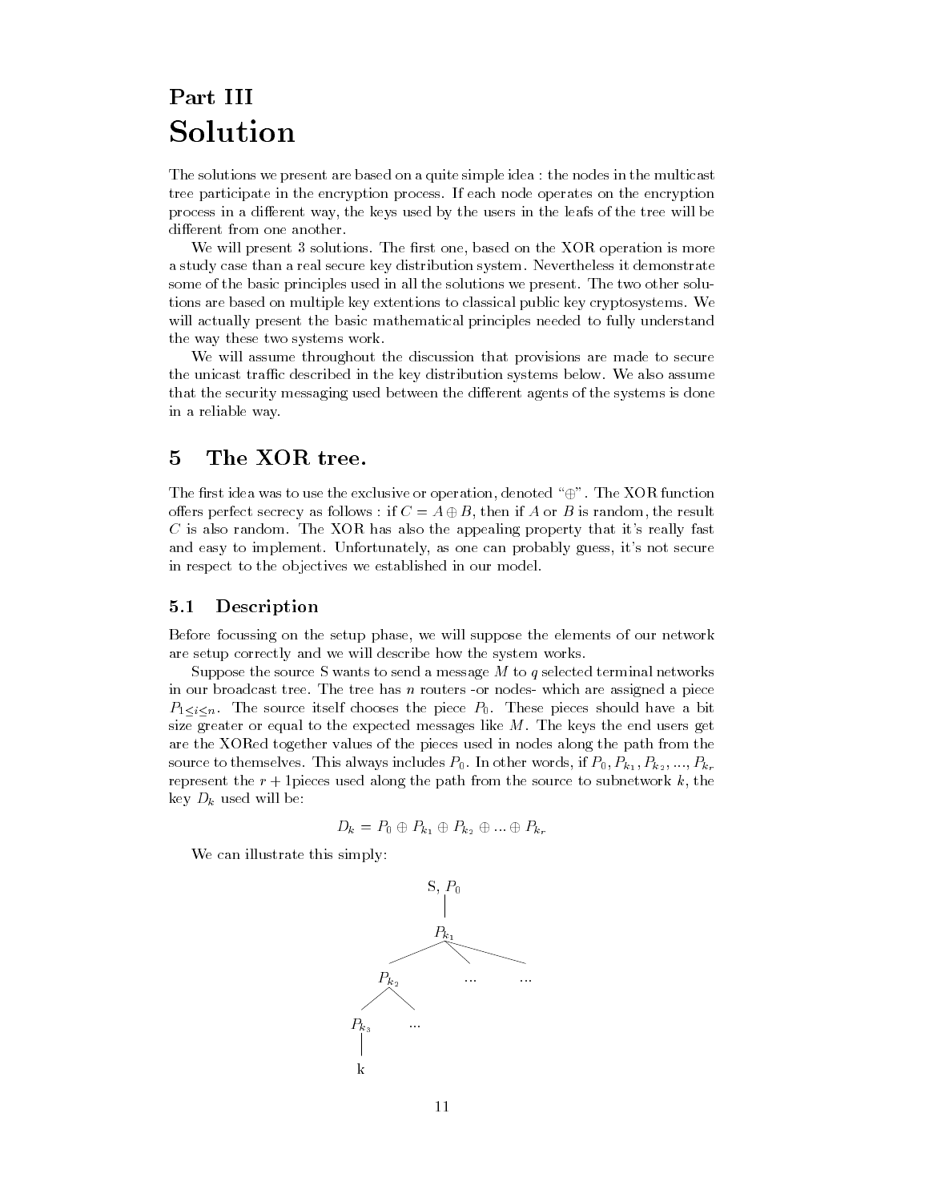# Part III
# Solution

The solutions we present are based on a quite simple idea : the nodes in the multicast tree participate in the encryption process. If each node operates on the encryption process in a different way, the keys used by the users in the leafs of the tree will be different from one another.

We will present 3 solutions. The first one, based on the XOR operation is more a study case than a real secure key distribution system. Nevertheless it demonstrate some of the basic principles used in all the solutions we present. The two other solutions are based on multiple key extentions to classical public key cryptosystems. We will actually present the basic mathematical principles needed to fully understand the way these two systems work.

We will assume throughout the discussion that provisions are made to secure the unicast traffic described in the key distribution systems below. We also assume that the security messaging used between the different agents of the systems is done in a reliable way.

## 5 The XOR tree.

The first idea was to use the exclusive or operation, denoted "$\oplus$". The XOR function offers perfect secrecy as follows : if $C = A \oplus B$, then if $A$ or $B$ is random, the result $C$ is also random. The XOR has also the appealing property that it's really fast and easy to implement. Unfortunately, as one can probably guess, it's not secure in respect to the objectives we established in our model.

### 5.1 Description

Before focussing on the setup phase, we will suppose the elements of our network are setup correctly and we will describe how the system works.

Suppose the source S wants to send a message $M$ to $q$ selected terminal networks in our broadcast tree. The tree has $n$ routers -or nodes- which are assigned a piece $P_{1 \leq i \leq n}$. The source itself chooses the piece $P_0$. These pieces should have a bit size greater or equal to the expected messages like $M$. The keys the end users get are the XORed together values of the pieces used in nodes along the path from the source to themselves. This always includes $P_0$. In other words, if $P_0, P_{k_1}, P_{k_2}, ..., P_{k_r}$ represent the $r+1$pieces used along the path from the source to subnetwork $k$, the key $D_k$ used will be:

$$D_k = P_0 \oplus P_{k_1} \oplus P_{k_2} \oplus ... \oplus P_{k_r}$$

We can illustrate this simply:

```
            S, P0
              |
            Pk1
          /   |   \
       Pk2   ...   ...
      /   \
    Pk3   ...
     |
     k
```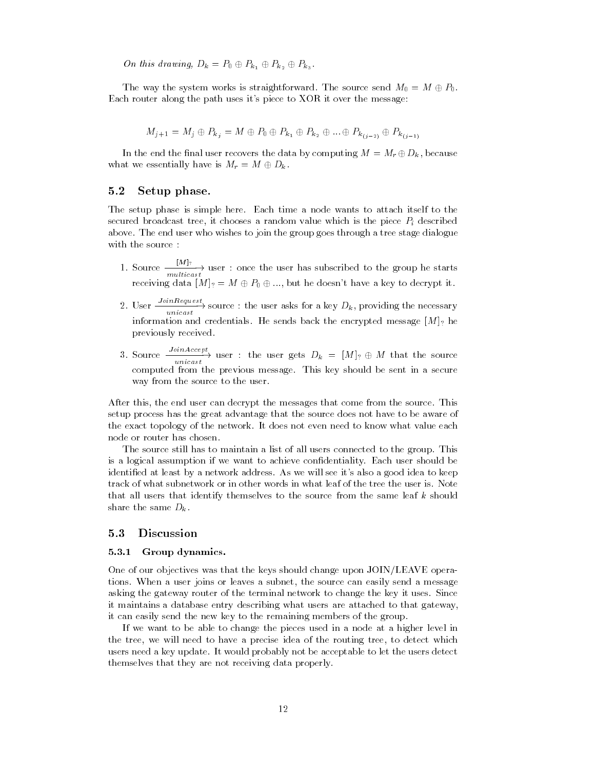*On this drawing, $D_k = P_0 \oplus P_{k_1} \oplus P_{k_2} \oplus P_{k_3}$.*

The way the system works is straightforward. The source send $M_0 = M \oplus P_0$. Each router along the path uses it's piece to XOR it over the message:

$$M_{j+1} = M_j \oplus P_{k_j} = M \oplus P_0 \oplus P_{k_1} \oplus P_{k_2} \oplus ... \oplus P_{k_{(j-2)}} \oplus P_{k_{(j-1)}}$$

In the end the final user recovers the data by computing $M = M_r \oplus D_k$, because what we essentially have is $M_r = M \oplus D_k$.

## 5.2 Setup phase.

The setup phase is simple here. Each time a node wants to attach itself to the secured broadcast tree, it chooses a random value which is the piece $P_i$ described above. The end user who wishes to join the group goes through a tree stage dialogue with the source :

1. Source $\xrightarrow[multicast]{[M]_?}$ user : once the user has subscribed to the group he starts receiving data $[M]_? = M \oplus P_0 \oplus ...$, but he doesn't have a key to decrypt it.
2. User $\xrightarrow[unicast]{JoinRequest}$ source : the user asks for a key $D_k$, providing the necessary information and credentials. He sends back the encrypted message $[M]_?$ he previously received.
3. Source $\xrightarrow[unicast]{JoinAccept}$ user : the user gets $D_k = [M]_? \oplus M$ that the source computed from the previous message. This key should be sent in a secure way from the source to the user.

After this, the end user can decrypt the messages that come from the source. This setup process has the great advantage that the source does not have to be aware of the exact topology of the network. It does not even need to know what value each node or router has chosen.

The source still has to maintain a list of all users connected to the group. This is a logical assumption if we want to achieve confidentiality. Each user should be identified at least by a network address. As we will see it's also a good idea to keep track of what subnetwork or in other words in what leaf of the tree the user is. Note that all users that identify themselves to the source from the same leaf $k$ should share the same $D_k$.

## 5.3 Discussion

### 5.3.1 Group dynamics.

One of our objectives was that the keys should change upon JOIN/LEAVE operations. When a user joins or leaves a subnet, the source can easily send a message asking the gateway router of the terminal network to change the key it uses. Since it maintains a database entry describing what users are attached to that gateway, it can easily send the new key to the remaining members of the group.

If we want to be able to change the pieces used in a node at a higher level in the tree, we will need to have a precise idea of the routing tree, to detect which users need a key update. It would probably not be acceptable to let the users detect themselves that they are not receiving data properly.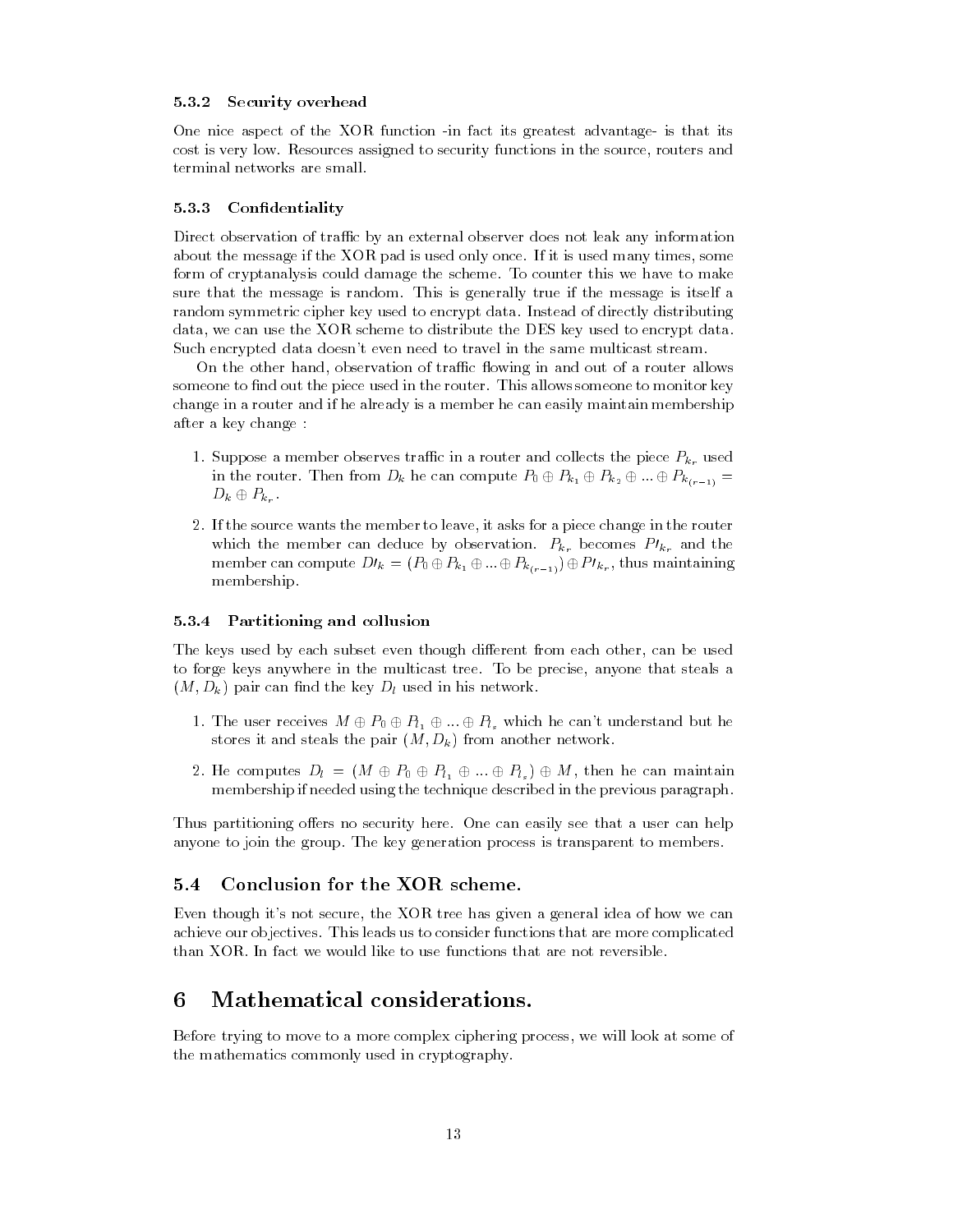### 5.3.2 Security overhead

One nice aspect of the XOR function -in fact its greatest advantage- is that its cost is very low. Resources assigned to security functions in the source, routers and terminal networks are small.

### 5.3.3 Confidentiality

Direct observation of traffic by an external observer does not leak any information about the message if the XOR pad is used only once. If it is used many times, some form of cryptanalysis could damage the scheme. To counter this we have to make sure that the message is random. This is generally true if the message is itself a random symmetric cipher key used to encrypt data. Instead of directly distributing data, we can use the XOR scheme to distribute the DES key used to encrypt data. Such encrypted data doesn't even need to travel in the same multicast stream.

On the other hand, observation of traffic flowing in and out of a router allows someone to find out the piece used in the router. This allows someone to monitor key change in a router and if he already is a member he can easily maintain membership after a key change :

1. Suppose a member observes traffic in a router and collects the piece $P_{k_r}$ used in the router. Then from $D_k$ he can compute $P_0 \oplus P_{k_1} \oplus P_{k_2} \oplus ... \oplus P_{k_{(r-1)}} = D_k \oplus P_{k_r}$.
2. If the source wants the member to leave, it asks for a piece change in the router which the member can deduce by observation. $P_{k_r}$ becomes $P\prime_{k_r}$ and the member can compute $D\prime_k = (P_0 \oplus P_{k_1} \oplus ... \oplus P_{k_{(r-1)}}) \oplus P\prime_{k_r}$, thus maintaining membership.

### 5.3.4 Partitioning and collusion

The keys used by each subset even though different from each other, can be used to forge keys anywhere in the multicast tree. To be precise, anyone that steals a $(M, D_k)$ pair can find the key $D_l$ used in his network.

1. The user receives $M \oplus P_0 \oplus P_{l_1} \oplus ... \oplus P_{l_s}$ which he can't understand but he stores it and steals the pair $(M, D_k)$ from another network.
2. He computes $D_l = (M \oplus P_0 \oplus P_{l_1} \oplus ... \oplus P_{l_s}) \oplus M$, then he can maintain membership if needed using the technique described in the previous paragraph.

Thus partitioning offers no security here. One can easily see that a user can help anyone to join the group. The key generation process is transparent to members.

## 5.4 Conclusion for the XOR scheme.

Even though it's not secure, the XOR tree has given a general idea of how we can achieve our objectives. This leads us to consider functions that are more complicated than XOR. In fact we would like to use functions that are not reversible.

# 6 Mathematical considerations.

Before trying to move to a more complex ciphering process, we will look at some of the mathematics commonly used in cryptography.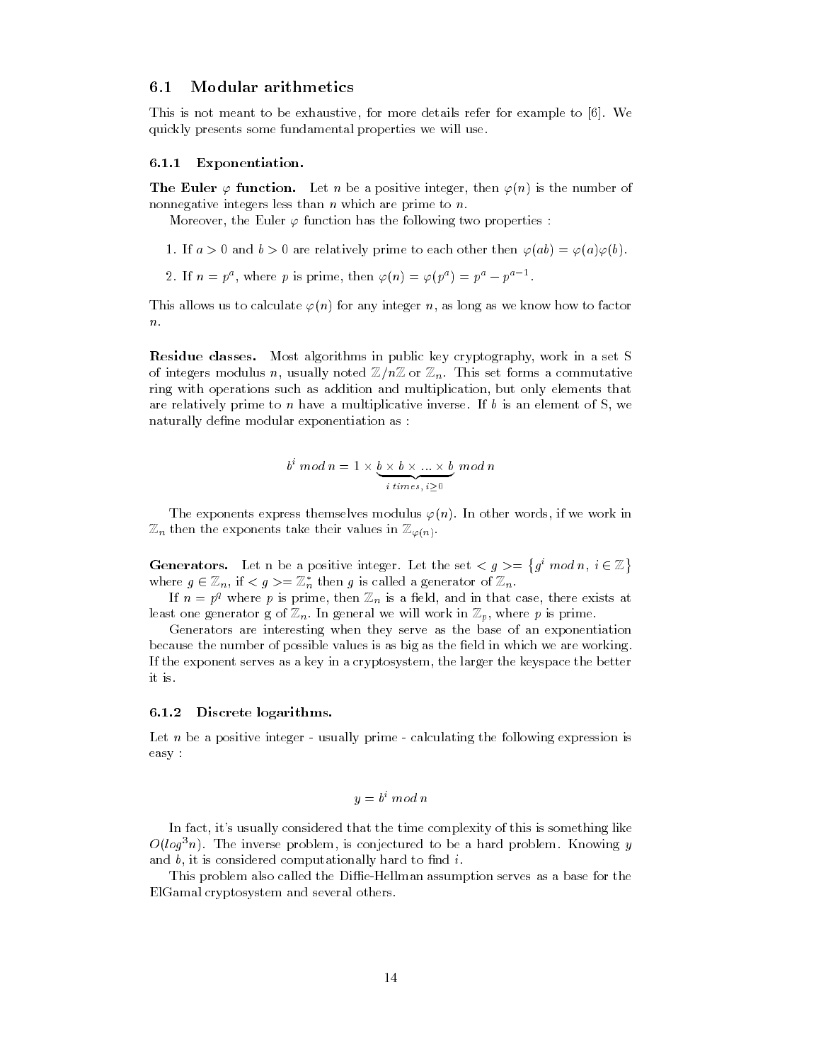## 6.1 Modular arithmetics

This is not meant to be exhaustive, for more details refer for example to [6]. We quickly presents some fundamental properties we will use.

### 6.1.1 Exponentiation.

**The Euler $\varphi$ function.** Let $n$ be a positive integer, then $\varphi(n)$ is the number of nonnegative integers less than $n$ which are prime to $n$.

Moreover, the Euler $\varphi$ function has the following two properties :

1. If $a > 0$ and $b > 0$ are relatively prime to each other then $\varphi(ab) = \varphi(a)\varphi(b)$.
2. If $n = p^a$, where $p$ is prime, then $\varphi(n) = \varphi(p^a) = p^a - p^{a-1}$.

This allows us to calculate $\varphi(n)$ for any integer $n$, as long as we know how to factor $n$.

**Residue classes.** Most algorithms in public key cryptography, work in a set S of integers modulus $n$, usually noted $\mathbb{Z}/n\mathbb{Z}$ or $\mathbb{Z}_n$. This set forms a commutative ring with operations such as addition and multiplication, but only elements that are relatively prime to $n$ have a multiplicative inverse. If $b$ is an element of S, we naturally define modular exponentiation as :

$$b^i \; mod \, n = 1 \times \underbrace{b \times b \times ... \times b}_{i \; times, \; i \geq 0} \; mod \, n$$

The exponents express themselves modulus $\varphi(n)$. In other words, if we work in $\mathbb{Z}_n$ then the exponents take their values in $\mathbb{Z}_{\varphi(n)}$.

**Generators.** Let n be a positive integer. Let the set $< g >= \{g^i \; mod \, n, \; i \in \mathbb{Z}\}$ where $g \in \mathbb{Z}_n$, if $< g >= \mathbb{Z}_n^*$ then $g$ is called a generator of $\mathbb{Z}_n$.

If $n = p^a$ where $p$ is prime, then $\mathbb{Z}_n$ is a field, and in that case, there exists at least one generator g of $\mathbb{Z}_n$. In general we will work in $\mathbb{Z}_p$, where $p$ is prime.

Generators are interesting when they serve as the base of an exponentiation because the number of possible values is as big as the field in which we are working. If the exponent serves as a key in a cryptosystem, the larger the keyspace the better it is.

### 6.1.2 Discrete logarithms.

Let $n$ be a positive integer - usually prime - calculating the following expression is easy :

$$y = b^i \; mod \, n$$

In fact, it's usually considered that the time complexity of this is something like $O(log^3 n)$. The inverse problem, is conjectured to be a hard problem. Knowing $y$ and $b$, it is considered computationally hard to find $i$.

This problem also called the Diffie-Hellman assumption serves as a base for the ElGamal cryptosystem and several others.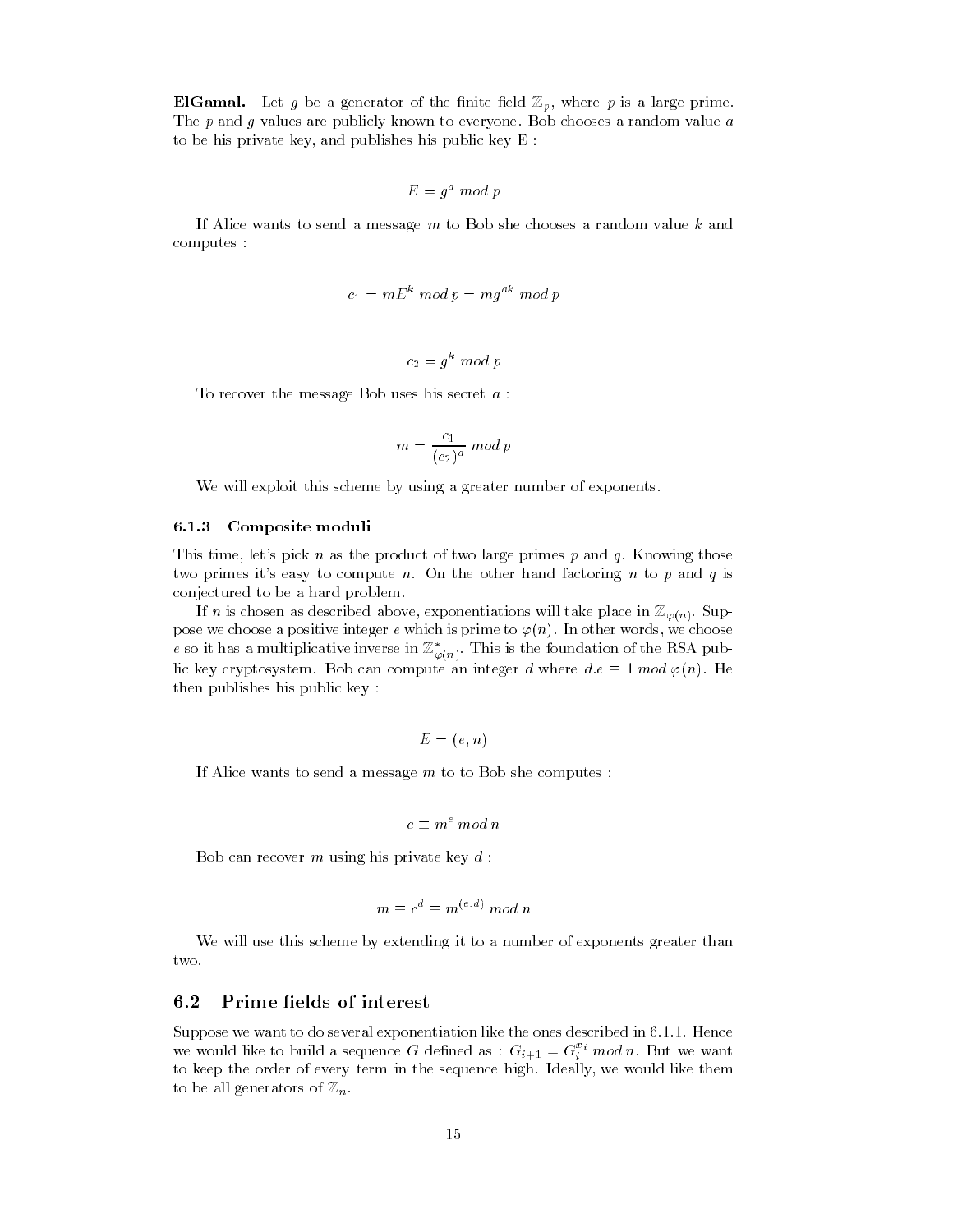**ElGamal.** Let $g$ be a generator of the finite field $\mathbb{Z}_p$, where $p$ is a large prime. The $p$ and $g$ values are publicly known to everyone. Bob chooses a random value $a$ to be his private key, and publishes his public key E :

$$E = g^a \ mod \ p$$

If Alice wants to send a message $m$ to Bob she chooses a random value $k$ and computes :

$$c_1 = mE^k \ mod \ p = mg^{ak} \ mod \ p$$

$$c_2 = g^k \ mod \ p$$

To recover the message Bob uses his secret $a$ :

$$m = \frac{c_1}{(c_2)^a} \ mod \ p$$

We will exploit this scheme by using a greater number of exponents.

### 6.1.3 Composite moduli

This time, let's pick $n$ as the product of two large primes $p$ and $q$. Knowing those two primes it's easy to compute $n$. On the other hand factoring $n$ to $p$ and $q$ is conjectured to be a hard problem.

If $n$ is chosen as described above, exponentiations will take place in $\mathbb{Z}_{\varphi(n)}$. Suppose we choose a positive integer $e$ which is prime to $\varphi(n)$. In other words, we choose $e$ so it has a multiplicative inverse in $\mathbb{Z}^*_{\varphi(n)}$. This is the foundation of the RSA public key cryptosystem. Bob can compute an integer $d$ where $d.e \equiv 1 \ mod \ \varphi(n)$. He then publishes his public key :

$$E = (e, n)$$

If Alice wants to send a message $m$ to to Bob she computes :

$$c \equiv m^e \ mod \ n$$

Bob can recover $m$ using his private key $d$ :

$$m \equiv c^d \equiv m^{(e.d)} \ mod \ n$$

We will use this scheme by extending it to a number of exponents greater than two.

## 6.2 Prime fields of interest

Suppose we want to do several exponentiation like the ones described in 6.1.1. Hence we would like to build a sequence $G$ defined as : $G_{i+1} = G_i^{x_i} \ mod \ n$. But we want to keep the order of every term in the sequence high. Ideally, we would like them to be all generators of $\mathbb{Z}_n$.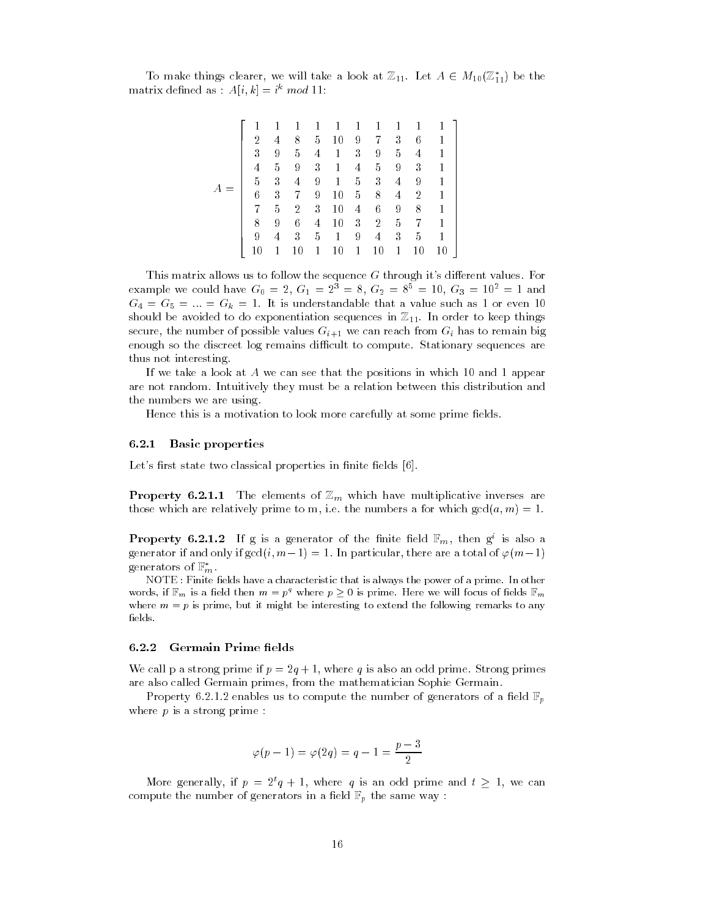To make things clearer, we will take a look at $\mathbb{Z}_{11}$. Let $A \in M_{10}(\mathbb{Z}_{11}^*)$ be the matrix defined as : $A[i,k] = i^k \ mod\ 11$:

$$A = \begin{bmatrix} 1 & 1 & 1 & 1 & 1 & 1 & 1 & 1 & 1 & 1 \\ 2 & 4 & 8 & 5 & 10 & 9 & 7 & 3 & 6 & 1 \\ 3 & 9 & 5 & 4 & 1 & 3 & 9 & 5 & 4 & 1 \\ 4 & 5 & 9 & 3 & 1 & 4 & 5 & 9 & 3 & 1 \\ 5 & 3 & 4 & 9 & 1 & 5 & 3 & 4 & 9 & 1 \\ 6 & 3 & 7 & 9 & 10 & 5 & 8 & 4 & 2 & 1 \\ 7 & 5 & 2 & 3 & 10 & 4 & 6 & 9 & 8 & 1 \\ 8 & 9 & 6 & 4 & 10 & 3 & 2 & 5 & 7 & 1 \\ 9 & 4 & 3 & 5 & 1 & 9 & 4 & 3 & 5 & 1 \\ 10 & 1 & 10 & 1 & 10 & 1 & 10 & 1 & 10 & 10 \end{bmatrix}$$

This matrix allows us to follow the sequence $G$ through it's different values. For example we could have $G_0 = 2$, $G_1 = 2^3 = 8$, $G_2 = 8^5 = 10$, $G_3 = 10^2 = 1$ and $G_4 = G_5 = ... = G_k = 1$. It is understandable that a value such as 1 or even 10 should be avoided to do exponentiation sequences in $\mathbb{Z}_{11}$. In order to keep things secure, the number of possible values $G_{i+1}$ we can reach from $G_i$ has to remain big enough so the discreet log remains difficult to compute. Stationary sequences are thus not interesting.

If we take a look at $A$ we can see that the positions in which 10 and 1 appear are not random. Intuitively they must be a relation between this distribution and the numbers we are using.

Hence this is a motivation to look more carefully at some prime fields.

### 6.2.1 Basic properties

Let's first state two classical properties in finite fields [6].

**Property 6.2.1.1** The elements of $\mathbb{Z}_m$ which have multiplicative inverses are those which are relatively prime to m, i.e. the numbers a for which $\gcd(a, m) = 1$.

**Property 6.2.1.2** If g is a generator of the finite field $\mathbb{F}_m$, then $g^i$ is also a generator if and only if $\gcd(i, m-1) = 1$. In particular, there are a total of $\varphi(m-1)$ generators of $\mathbb{F}_m^*$.

NOTE : Finite fields have a characteristic that is always the power of a prime. In other words, if $\mathbb{F}_m$ is a field then $m = p^q$ where $p \geq 0$ is prime. Here we will focus of fields $\mathbb{F}_m$ where $m = p$ is prime, but it might be interesting to extend the following remarks to any fields.

### 6.2.2 Germain Prime fields

We call p a strong prime if $p = 2q + 1$, where $q$ is also an odd prime. Strong primes are also called Germain primes, from the mathematician Sophie Germain.

Property 6.2.1.2 enables us to compute the number of generators of a field $\mathbb{F}_p$ where $p$ is a strong prime :

$$\varphi(p-1) = \varphi(2q) = q - 1 = \frac{p-3}{2}$$

More generally, if $p = 2^t q + 1$, where $q$ is an odd prime and $t \geq 1$, we can compute the number of generators in a field $\mathbb{F}_p$ the same way :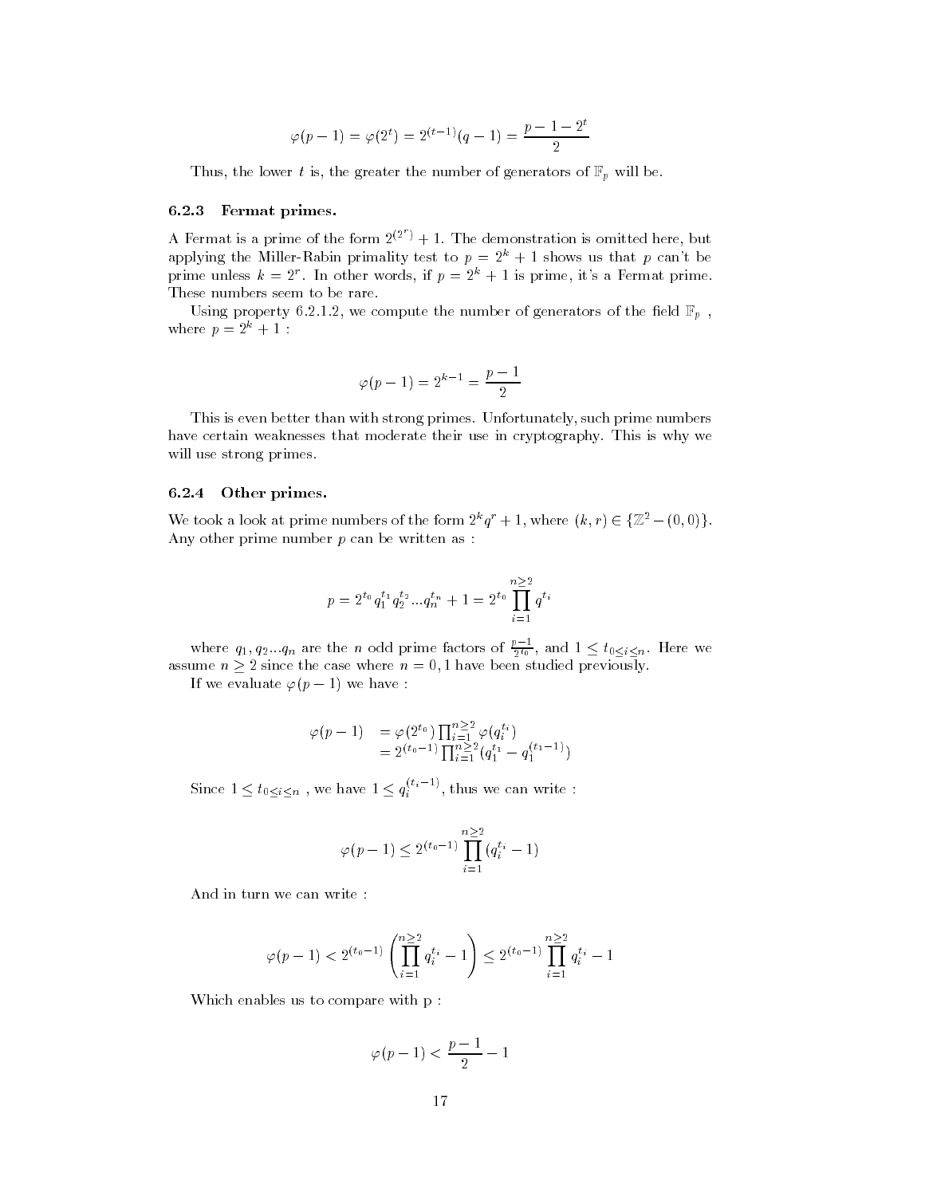$$\varphi(p-1) = \varphi(2^t) = 2^{(t-1)}(q-1) = \frac{p-1-2^t}{2}$$

Thus, the lower $t$ is, the greater the number of generators of $\mathbb{F}_p$ will be.

### 6.2.3 Fermat primes.

A Fermat is a prime of the form $2^{(2^r)} + 1$. The demonstration is omitted here, but applying the Miller-Rabin primality test to $p = 2^k + 1$ shows us that $p$ can't be prime unless $k = 2^r$. In other words, if $p = 2^k + 1$ is prime, it's a Fermat prime. These numbers seem to be rare.

Using property 6.2.1.2, we compute the number of generators of the field $\mathbb{F}_p$ , where $p = 2^k + 1$ :

$$\varphi(p-1) = 2^{k-1} = \frac{p-1}{2}$$

This is even better than with strong primes. Unfortunately, such prime numbers have certain weaknesses that moderate their use in cryptography. This is why we will use strong primes.

### 6.2.4 Other primes.

We took a look at prime numbers of the form $2^k q^r + 1$, where $(k, r) \in \{\mathbb{Z}^2 - (0, 0)\}$. Any other prime number $p$ can be written as :

$$p = 2^{t_0} q_1^{t_1} q_2^{t_2} ... q_n^{t_n} + 1 = 2^{t_0} \prod_{i=1}^{n \geq 2} q^{t_i}$$

where $q_1, q_2 ... q_n$ are the $n$ odd prime factors of $\frac{p-1}{2^{t_0}}$, and $1 \leq t_{0 \leq i \leq n}$. Here we assume $n \geq 2$ since the case where $n = 0, 1$ have been studied previously.

If we evaluate $\varphi(p-1)$ we have :

$$\begin{aligned} \varphi(p-1) &= \varphi(2^{t_0}) \prod_{i=1}^{n \geq 2} \varphi(q_i^{t_i}) \\ &= 2^{(t_0-1)} \prod_{i=1}^{n \geq 2} (q_1^{t_1} - q_1^{(t_1-1)}) \end{aligned}$$

Since $1 \leq t_{0 \leq i \leq n}$ , we have $1 \leq q_i^{(t_i-1)}$, thus we can write :

$$\varphi(p-1) \leq 2^{(t_0-1)} \prod_{i=1}^{n \geq 2} (q_i^{t_i} - 1)$$

And in turn we can write :

$$\varphi(p-1) < 2^{(t_0-1)} \left( \prod_{i=1}^{n \geq 2} q_i^{t_i} - 1 \right) \leq 2^{(t_0-1)} \prod_{i=1}^{n \geq 2} q_i^{t_i} - 1$$

Which enables us to compare with p :

$$\varphi(p-1) < \frac{p-1}{2} - 1$$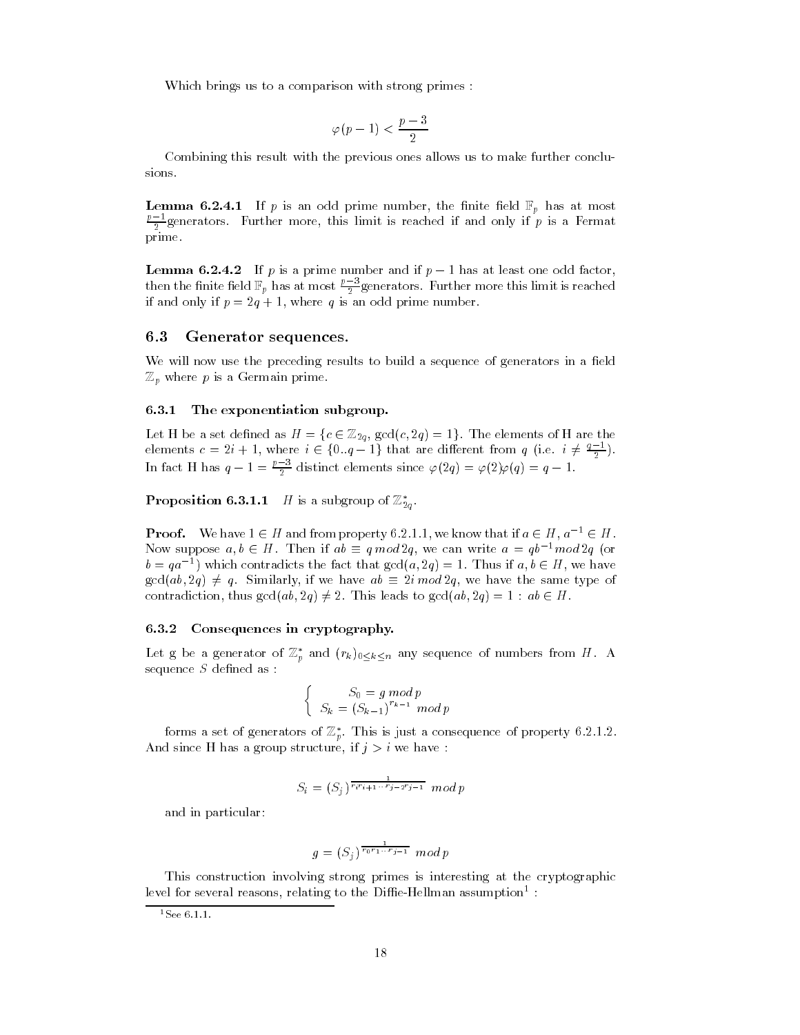Which brings us to a comparison with strong primes :

$$\varphi(p-1) < \frac{p-3}{2}$$

Combining this result with the previous ones allows us to make further conclusions.

**Lemma 6.2.4.1** If $p$ is an odd prime number, the finite field $\mathbb{F}_p$ has at most $\frac{p-1}{2}$generators. Further more, this limit is reached if and only if $p$ is a Fermat prime.

**Lemma 6.2.4.2** If $p$ is a prime number and if $p-1$ has at least one odd factor, then the finite field $\mathbb{F}_p$ has at most $\frac{p-3}{2}$generators. Further more this limit is reached if and only if $p = 2q+1$, where $q$ is an odd prime number.

## 6.3 Generator sequences.

We will now use the preceding results to build a sequence of generators in a field $\mathbb{Z}_p$ where $p$ is a Germain prime.

### 6.3.1 The exponentiation subgroup.

Let H be a set defined as $H = \{c \in \mathbb{Z}_{2q}, \gcd(c, 2q) = 1\}$. The elements of H are the elements $c = 2i+1$, where $i \in \{0..q-1\}$ that are different from $q$ (i.e. $i \neq \frac{q-1}{2}$). In fact H has $q - 1 = \frac{p-3}{2}$ distinct elements since $\varphi(2q) = \varphi(2)\varphi(q) = q - 1$.

**Proposition 6.3.1.1** $H$ is a subgroup of $\mathbb{Z}^*_{2q}$.

**Proof.** We have $1 \in H$ and from property 6.2.1.1, we know that if $a \in H$, $a^{-1} \in H$. Now suppose $a, b \in H$. Then if $ab \equiv q \, mod \, 2q$, we can write $a = qb^{-1} mod \, 2q$ (or $b = qa^{-1}$) which contradicts the fact that $\gcd(a, 2q) = 1$. Thus if $a, b \in H$, we have $\gcd(ab, 2q) \neq q$. Similarly, if we have $ab \equiv 2i \, mod \, 2q$, we have the same type of contradiction, thus $\gcd(ab, 2q) \neq 2$. This leads to $\gcd(ab, 2q) = 1 : ab \in H$.

### 6.3.2 Consequences in cryptography.

Let g be a generator of $\mathbb{Z}^*_p$ and $(r_k)_{0 \leq k \leq n}$ any sequence of numbers from $H$. A sequence $S$ defined as :

$$\begin{cases} S_0 = g \, mod \, p \\ S_k = (S_{k-1})^{r_{k-1}} \, mod \, p \end{cases}$$

forms a set of generators of $\mathbb{Z}^*_p$. This is just a consequence of property 6.2.1.2. And since H has a group structure, if $j > i$ we have :

$$S_i = (S_j)^{\frac{1}{r_i r_{i+1} \cdots r_{j-2} r_{j-1}}} \, mod \, p$$

and in particular:

$$g = (S_j)^{\frac{1}{r_0 r_1 \cdots r_{j-1}}} \, mod \, p$$

This construction involving strong primes is interesting at the cryptographic level for several reasons, relating to the Diffie-Hellman assumption[1] :

[1] See 6.1.1.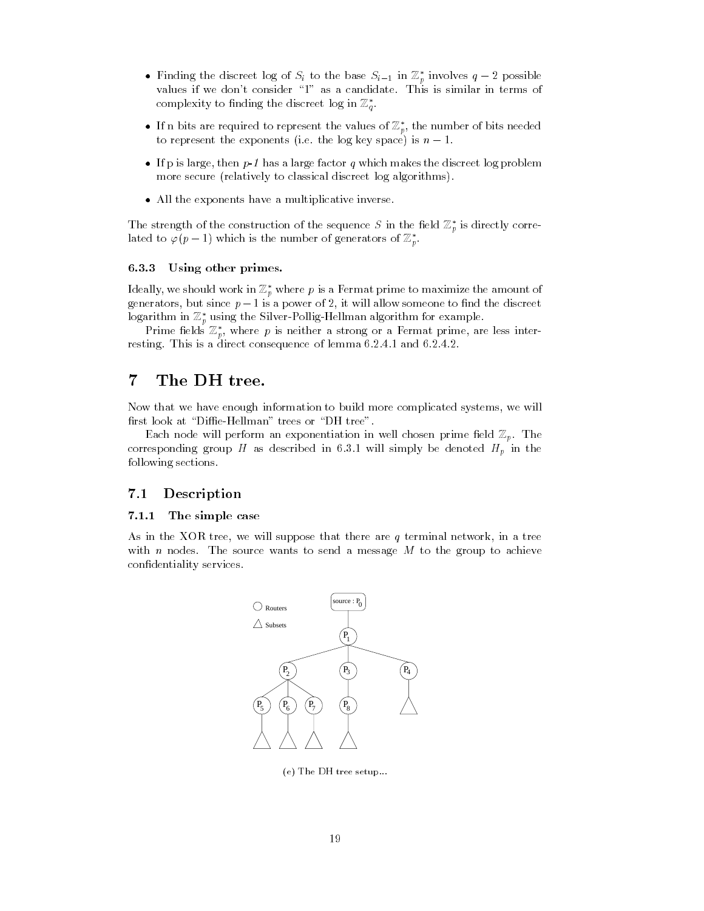- Finding the discreet log of $S_i$ to the base $S_{i-1}$ in $\mathbb{Z}_p^*$ involves $q-2$ possible values if we don't consider "1" as a candidate. This is similar in terms of complexity to finding the discreet log in $\mathbb{Z}_q^*$.

- If n bits are required to represent the values of $\mathbb{Z}_p^*$, the number of bits needed to represent the exponents (i.e. the log key space) is $n-1$.

- If p is large, then *p-1* has a large factor $q$ which makes the discreet log problem more secure (relatively to classical discreet log algorithms).

- All the exponents have a multiplicative inverse.

The strength of the construction of the sequence $S$ in the field $\mathbb{Z}_p^*$ is directly correlated to $\varphi(p-1)$ which is the number of generators of $\mathbb{Z}_p^*$.

#### 6.3.3 Using other primes.

Ideally, we should work in $\mathbb{Z}_p^*$ where $p$ is a Fermat prime to maximize the amount of generators, but since $p-1$ is a power of 2, it will allow someone to find the discreet logarithm in $\mathbb{Z}_p^*$ using the Silver-Pollig-Hellman algorithm for example.

Prime fields $\mathbb{Z}_p^*$, where $p$ is neither a strong or a Fermat prime, are less interresting. This is a direct consequence of lemma 6.2.4.1 and 6.2.4.2.

# 7 The DH tree.

Now that we have enough information to build more complicated systems, we will first look at "Diffie-Hellman" trees or "DH tree".

Each node will perform an exponentiation in well chosen prime field $\mathbb{Z}_p$. The corresponding group $H$ as described in 6.3.1 will simply be denoted $H_p$ in the following sections.

## 7.1 Description

#### 7.1.1 The simple case

As in the XOR tree, we will suppose that there are $q$ terminal network, in a tree with $n$ nodes. The source wants to send a message $M$ to the group to achieve confidentiality services.

(e) The DH tree setup...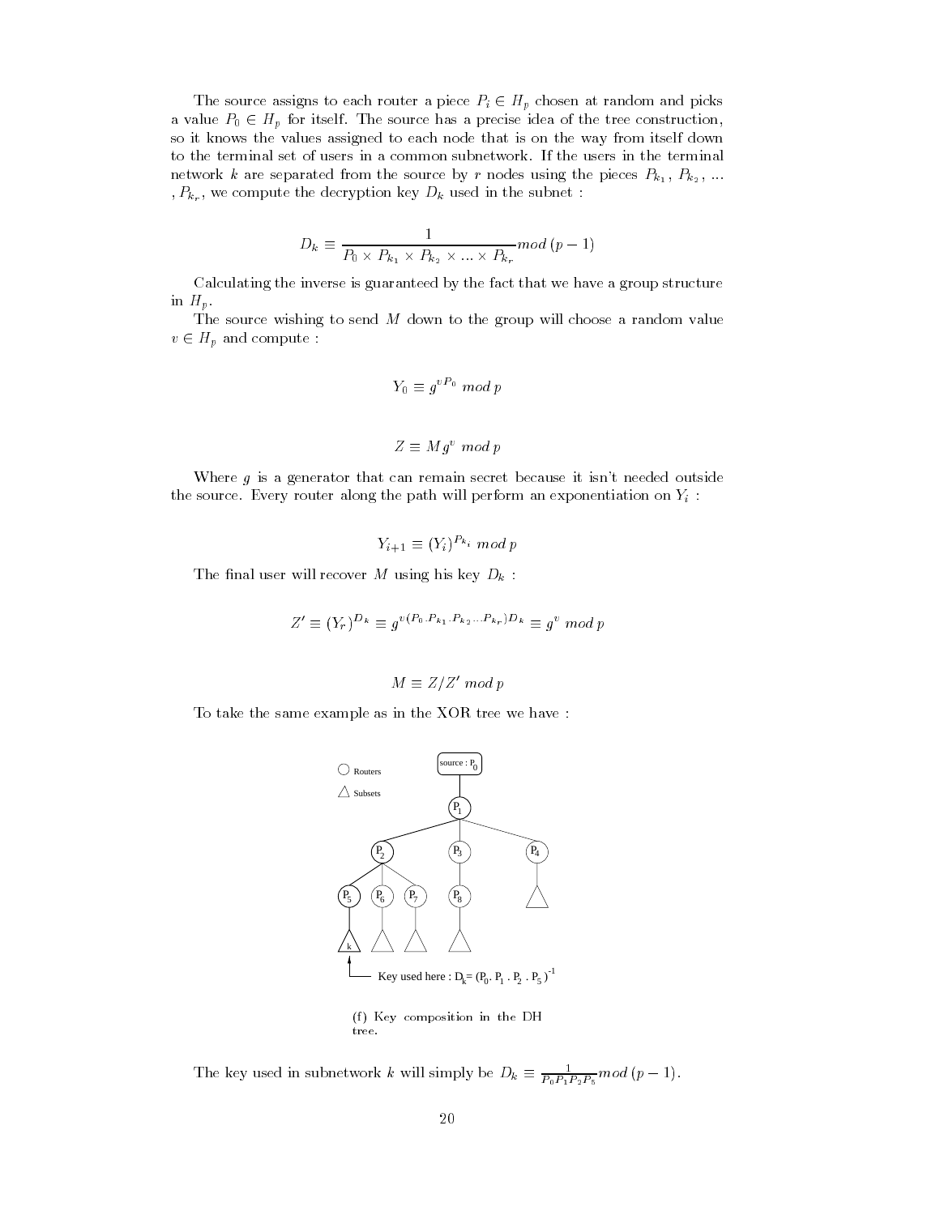The source assigns to each router a piece $P_i \in H_p$ chosen at random and picks a value $P_0 \in H_p$ for itself. The source has a precise idea of the tree construction, so it knows the values assigned to each node that is on the way from itself down to the terminal set of users in a common subnetwork. If the users in the terminal network $k$ are separated from the source by $r$ nodes using the pieces $P_{k_1}$, $P_{k_2}$, ... , $P_{k_r}$, we compute the decryption key $D_k$ used in the subnet :

$$D_k \equiv \frac{1}{P_0 \times P_{k_1} \times P_{k_2} \times ... \times P_{k_r}} mod\,(p-1)$$

Calculating the inverse is guaranteed by the fact that we have a group structure in $H_p$.

The source wishing to send $M$ down to the group will choose a random value $v \in H_p$ and compute :

$$Y_0 \equiv g^{vP_0}\ mod\ p$$

$$Z \equiv M g^v\ mod\ p$$

Where $g$ is a generator that can remain secret because it isn't needed outside the source. Every router along the path will perform an exponentiation on $Y_i$ :

$$Y_{i+1} \equiv (Y_i)^{P_{k_i}}\ mod\ p$$

The final user will recover $M$ using his key $D_k$ :

$$Z' \equiv (Y_r)^{D_k} \equiv g^{v(P_0.P_{k_1}.P_{k_2}...P_{k_r})D_k} \equiv g^v\ mod\ p$$

$$M \equiv Z/Z'\ mod\ p$$

To take the same example as in the XOR tree we have :

(f) Key composition in the DH tree.

The key used in subnetwork $k$ will simply be $D_k \equiv \frac{1}{P_0 P_1 P_2 P_5} mod\,(p-1)$.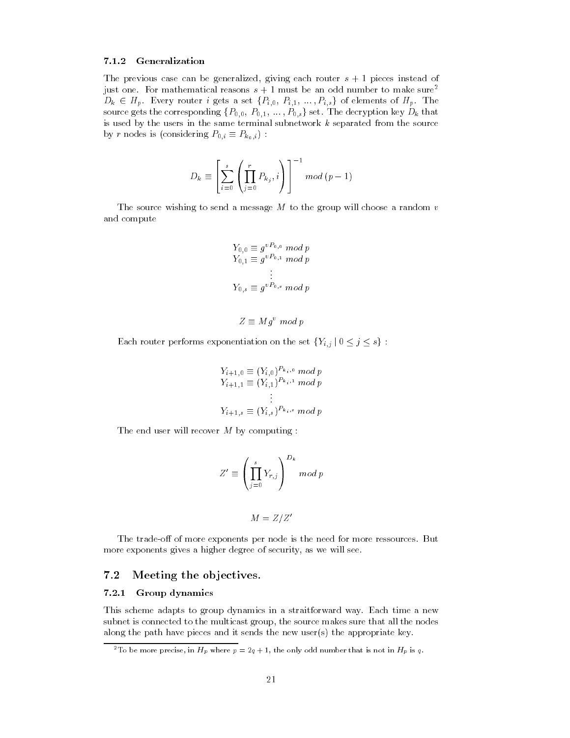### 7.1.2 Generalization

The previous case can be generalized, giving each router $s+1$ pieces instead of just one. For mathematical reasons $s+1$ must be an odd number to make sure[2] $D_k \in H_p$. Every router $i$ gets a set $\{P_{i,0},\ P_{i,1},\ \ldots,P_{i,s}\}$ of elements of $H_p$. The source gets the corresponding $\{P_{0,0},\ P_{0,1},\ \ldots,P_{0,s}\}$ set. The decryption key $D_k$ that is used by the users in the same terminal subnetwork $k$ separated from the source by $r$ nodes is (considering $P_{0,i} \equiv P_{k_0,i}$) :

$$D_k \equiv \left[ \sum_{i=0}^{s} \left( \prod_{j=0}^{r} P_{k_j}, i \right) \right]^{-1} mod\ (p-1)$$

The source wishing to send a message $M$ to the group will choose a random $v$ and compute

$$\begin{gathered} Y_{0,0} \equiv g^{vP_{0,0}}\ mod\ p \\ Y_{0,1} \equiv g^{vP_{0,1}}\ mod\ p \\ \vdots \\ Y_{0,s} \equiv g^{vP_{0,s}}\ mod\ p \end{gathered}$$

$$Z \equiv Mg^v\ mod\ p$$

Each router performs exponentiation on the set $\{Y_{i,j} \mid 0 \leq j \leq s\}$ :

$$\begin{gathered} Y_{i+1,0} \equiv (Y_{i,0})^{P_{k_i,0}}\ mod\ p \\ Y_{i+1,1} \equiv (Y_{i,1})^{P_{k_i,1}}\ mod\ p \\ \vdots \\ Y_{i+1,s} \equiv (Y_{i,s})^{P_{k_i,s}}\ mod\ p \end{gathered}$$

The end user will recover $M$ by computing :

$$Z' \equiv \left( \prod_{j=0}^{s} Y_{r,j} \right)^{D_k} mod\ p$$

$$M = Z/Z'$$

The trade-off of more exponents per node is the need for more ressources. But more exponents gives a higher degree of security, as we will see.

## 7.2 Meeting the objectives.

### 7.2.1 Group dynamics

This scheme adapts to group dynamics in a straitforward way. Each time a new subnet is connected to the multicast group, the source makes sure that all the nodes along the path have pieces and it sends the new user(s) the appropriate key.

[2] To be more precise, in $H_p$ where $p = 2q+1$, the only odd number that is not in $H_p$ is $q$.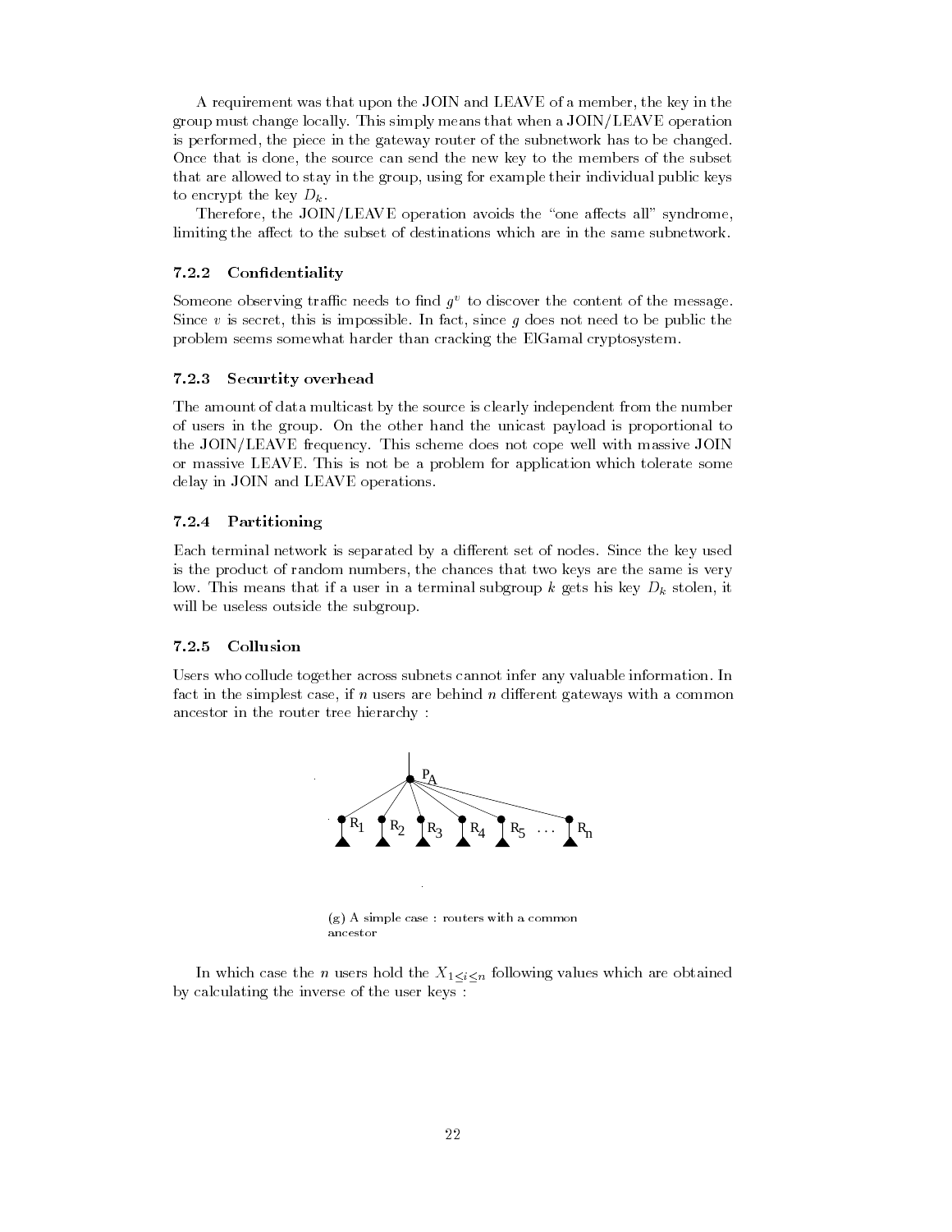A requirement was that upon the JOIN and LEAVE of a member, the key in the group must change locally. This simply means that when a JOIN/LEAVE operation is performed, the piece in the gateway router of the subnetwork has to be changed. Once that is done, the source can send the new key to the members of the subset that are allowed to stay in the group, using for example their individual public keys to encrypt the key $D_k$.

Therefore, the JOIN/LEAVE operation avoids the "one affects all" syndrome, limiting the affect to the subset of destinations which are in the same subnetwork.

### 7.2.2 Confidentiality

Someone observing traffic needs to find $g^v$ to discover the content of the message. Since $v$ is secret, this is impossible. In fact, since $g$ does not need to be public the problem seems somewhat harder than cracking the ElGamal cryptosystem.

### 7.2.3 Securtity overhead

The amount of data multicast by the source is clearly independent from the number of users in the group. On the other hand the unicast payload is proportional to the JOIN/LEAVE frequency. This scheme does not cope well with massive JOIN or massive LEAVE. This is not be a problem for application which tolerate some delay in JOIN and LEAVE operations.

### 7.2.4 Partitioning

Each terminal network is separated by a different set of nodes. Since the key used is the product of random numbers, the chances that two keys are the same is very low. This means that if a user in a terminal subgroup $k$ gets his key $D_k$ stolen, it will be useless outside the subgroup.

### 7.2.5 Collusion

Users who collude together across subnets cannot infer any valuable information. In fact in the simplest case, if $n$ users are behind $n$ different gateways with a common ancestor in the router tree hierarchy :

(g) A simple case : routers with a common ancestor

In which case the $n$ users hold the $X_{1 \leq i \leq n}$ following values which are obtained by calculating the inverse of the user keys :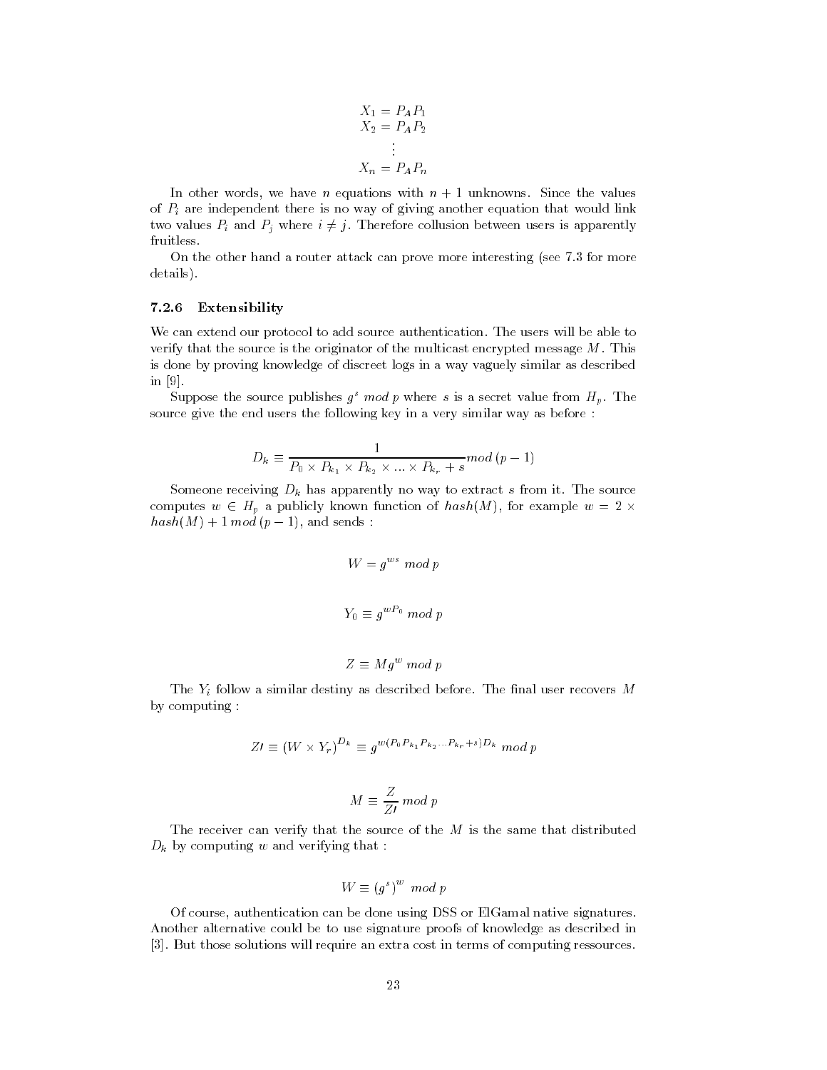$$
\begin{aligned}
X_1 &= P_A P_1 \\
X_2 &= P_A P_2 \\
&\vdots \\
X_n &= P_A P_n
\end{aligned}
$$

In other words, we have $n$ equations with $n+1$ unknowns. Since the values of $P_i$ are independent there is no way of giving another equation that would link two values $P_i$ and $P_j$ where $i \neq j$. Therefore collusion between users is apparently fruitless.

On the other hand a router attack can prove more interesting (see 7.3 for more details).

### 7.2.6 Extensibility

We can extend our protocol to add source authentication. The users will be able to verify that the source is the originator of the multicast encrypted message $M$. This is done by proving knowledge of discreet logs in a way vaguely similar as described in [9].

Suppose the source publishes $g^s \ mod \ p$ where $s$ is a secret value from $H_p$. The source give the end users the following key in a very similar way as before :

$$
D_k \equiv \frac{1}{P_0 \times P_{k_1} \times P_{k_2} \times ... \times P_{k_r} + s} mod \ (p-1)
$$

Someone receiving $D_k$ has apparently no way to extract $s$ from it. The source computes $w \in H_p$ a publicly known function of $hash(M)$, for example $w = 2 \times hash(M) + 1 \ mod \ (p-1)$, and sends :

$$
W = g^{ws} \ mod \ p
$$

$$
Y_0 \equiv g^{wP_0} \ mod \ p
$$

$$
Z \equiv Mg^{w} \ mod \ p
$$

The $Y_i$ follow a similar destiny as described before. The final user recovers $M$ by computing :

$$
Z\prime \equiv (W \times Y_r)^{D_k} \equiv g^{w(P_0 P_{k_1} P_{k_2} ... P_{k_r} + s) D_k} \ mod \ p
$$

$$
M \equiv \frac{Z}{Z\prime} \ mod \ p
$$

The receiver can verify that the source of the $M$ is the same that distributed $D_k$ by computing $w$ and verifying that :

$$
W \equiv (g^s)^w \ mod \ p
$$

Of course, authentication can be done using DSS or ElGamal native signatures. Another alternative could be to use signature proofs of knowledge as described in [3]. But those solutions will require an extra cost in terms of computing ressources.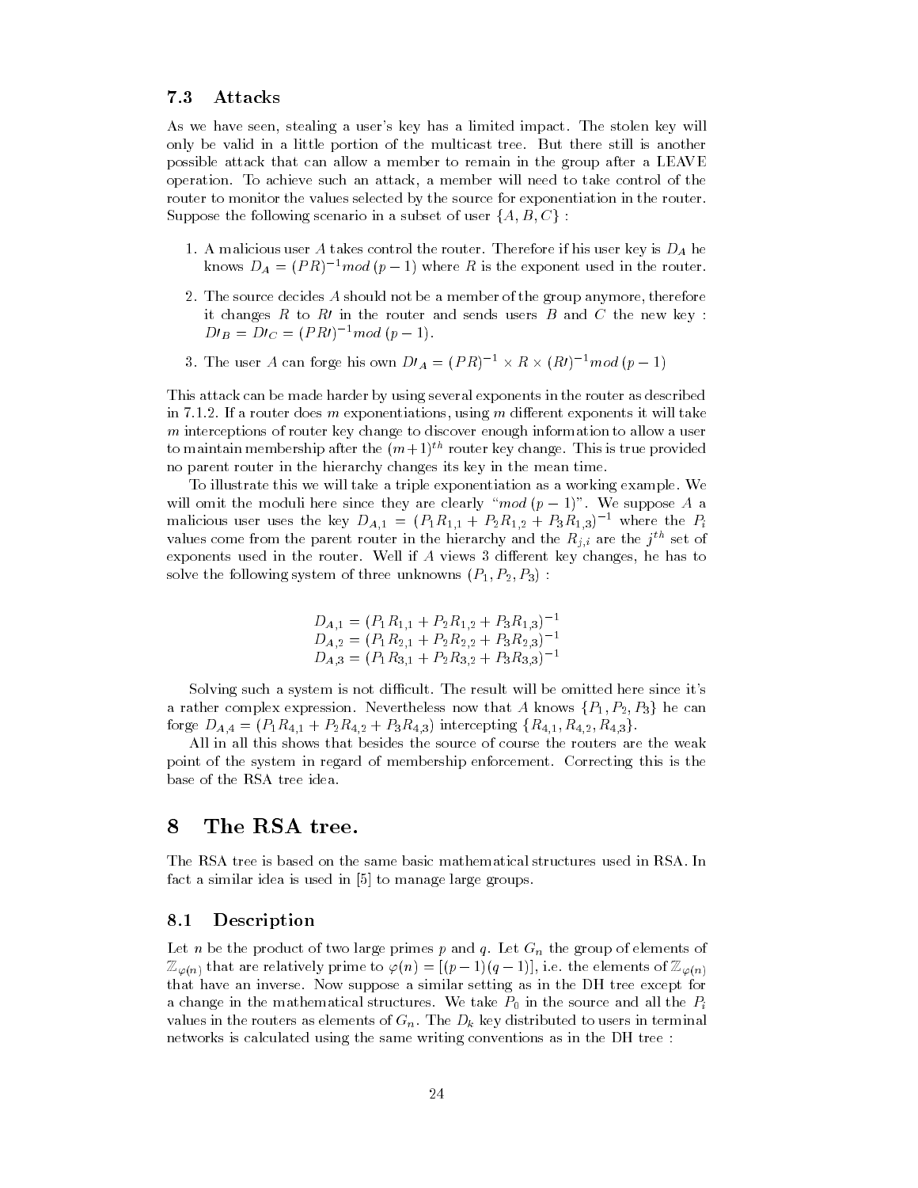### 7.3 Attacks

As we have seen, stealing a user's key has a limited impact. The stolen key will only be valid in a little portion of the multicast tree. But there still is another possible attack that can allow a member to remain in the group after a LEAVE operation. To achieve such an attack, a member will need to take control of the router to monitor the values selected by the source for exponentiation in the router. Suppose the following scenario in a subset of user $\{A, B, C\}$ :

1. A malicious user $A$ takes control the router. Therefore if his user key is $D_A$ he knows $D_A = (PR)^{-1} mod\ (p-1)$ where $R$ is the exponent used in the router.
2. The source decides $A$ should not be a member of the group anymore, therefore it changes $R$ to $R\prime$ in the router and sends users $B$ and $C$ the new key : $D\prime_B = D\prime_C = (PR\prime)^{-1} mod\ (p-1)$.
3. The user $A$ can forge his own $D\prime_A = (PR)^{-1} \times R \times (R\prime)^{-1} mod\ (p-1)$

This attack can be made harder by using several exponents in the router as described in 7.1.2. If a router does $m$ exponentiations, using $m$ different exponents it will take $m$ interceptions of router key change to discover enough information to allow a user to maintain membership after the $(m+1)^{th}$ router key change. This is true provided no parent router in the hierarchy changes its key in the mean time.

To illustrate this we will take a triple exponentiation as a working example. We will omit the moduli here since they are clearly "$mod\ (p-1)$". We suppose $A$ a malicious user uses the key $D_{A,1} = (P_1 R_{1,1} + P_2 R_{1,2} + P_3 R_{1,3})^{-1}$ where the $P_i$ values come from the parent router in the hierarchy and the $R_{j,i}$ are the $j^{th}$ set of exponents used in the router. Well if $A$ views 3 different key changes, he has to solve the following system of three unknowns $(P_1, P_2, P_3)$ :

$$
\begin{aligned}
D_{A,1} &= (P_1 R_{1,1} + P_2 R_{1,2} + P_3 R_{1,3})^{-1} \\
D_{A,2} &= (P_1 R_{2,1} + P_2 R_{2,2} + P_3 R_{2,3})^{-1} \\
D_{A,3} &= (P_1 R_{3,1} + P_2 R_{3,2} + P_3 R_{3,3})^{-1}
\end{aligned}
$$

Solving such a system is not difficult. The result will be omitted here since it's a rather complex expression. Nevertheless now that $A$ knows $\{P_1, P_2, P_3\}$ he can forge $D_{A,4} = (P_1 R_{4,1} + P_2 R_{4,2} + P_3 R_{4,3})$ intercepting $\{R_{4,1}, R_{4,2}, R_{4,3}\}$.

All in all this shows that besides the source of course the routers are the weak point of the system in regard of membership enforcement. Correcting this is the base of the RSA tree idea.

# 8 The RSA tree.

The RSA tree is based on the same basic mathematical structures used in RSA. In fact a similar idea is used in [5] to manage large groups.

## 8.1 Description

Let $n$ be the product of two large primes $p$ and $q$. Let $G_n$ the group of elements of $\mathbb{Z}_{\varphi(n)}$ that are relatively prime to $\varphi(n) = [(p-1)(q-1)]$, i.e. the elements of $\mathbb{Z}_{\varphi(n)}$ that have an inverse. Now suppose a similar setting as in the DH tree except for a change in the mathematical structures. We take $P_0$ in the source and all the $P_i$ values in the routers as elements of $G_n$. The $D_k$ key distributed to users in terminal networks is calculated using the same writing conventions as in the DH tree :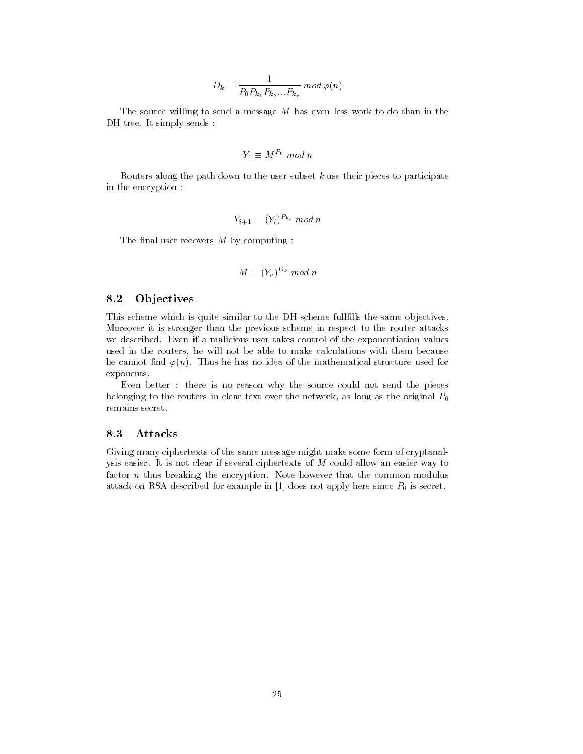$$D_k \equiv \frac{1}{P_0 P_{k_1} P_{k_2} \ldots P_{k_r}} \; mod \; \varphi(n)$$

The source willing to send a message $M$ has even less work to do than in the DH tree. It simply sends :

$$Y_0 \equiv M^{P_0} \; mod \; n$$

Routers along the path down to the user subset $k$ use their pieces to participate in the encryption :

$$Y_{i+1} \equiv (Y_i)^{P_{k_i}} \; mod \; n$$

The final user recovers $M$ by computing :

$$M \equiv (Y_r)^{D_k} \; mod \; n$$

## 8.2 Objectives

This scheme which is quite similar to the DH scheme fullfills the same objectives. Moreover it is stronger than the previous scheme in respect to the router attacks we described. Even if a malicious user takes control of the exponentiation values used in the routers, he will not be able to make calculations with them because he cannot find $\varphi(n)$. Thus he has no idea of the mathematical structure used for exponents.

Even better : there is no reason why the source could not send the pieces belonging to the routers in clear text over the network, as long as the original $P_0$ remains secret.

## 8.3 Attacks

Giving many ciphertexts of the same message might make some form of cryptanalysis easier. It is not clear if several ciphertexts of $M$ could allow an easier way to factor $n$ thus breaking the encryption. Note however that the common modulus attack on RSA described for example in [1] does not apply here since $P_0$ is secret.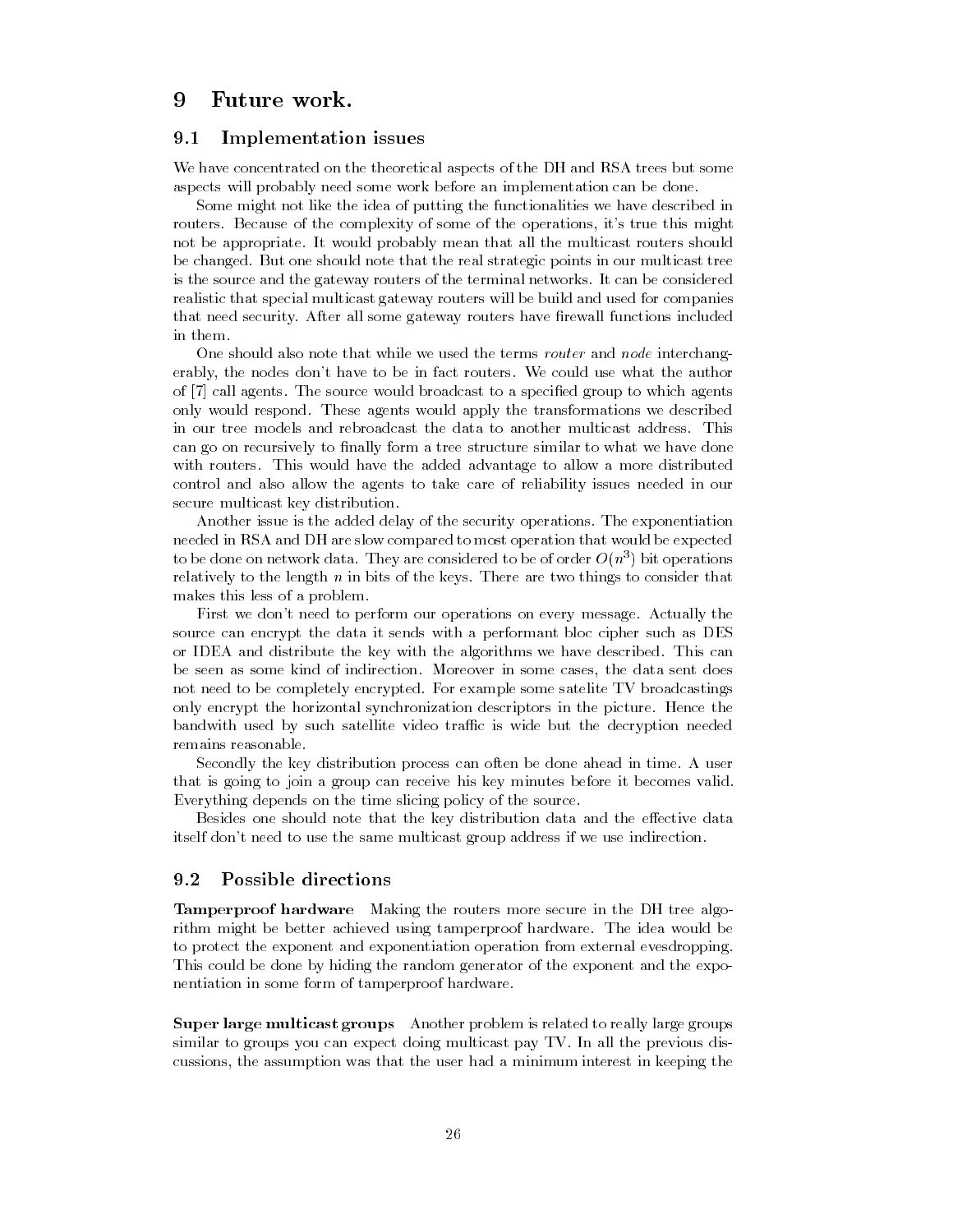# 9 Future work.

## 9.1 Implementation issues

We have concentrated on the theoretical aspects of the DH and RSA trees but some aspects will probably need some work before an implementation can be done.

Some might not like the idea of putting the functionalities we have described in routers. Because of the complexity of some of the operations, it's true this might not be appropriate. It would probably mean that all the multicast routers should be changed. But one should note that the real strategic points in our multicast tree is the source and the gateway routers of the terminal networks. It can be considered realistic that special multicast gateway routers will be build and used for companies that need security. After all some gateway routers have firewall functions included in them.

One should also note that while we used the terms *router* and *node* interchangerably, the nodes don't have to be in fact routers. We could use what the author of [7] call agents. The source would broadcast to a specified group to which agents only would respond. These agents would apply the transformations we described in our tree models and rebroadcast the data to another multicast address. This can go on recursively to finally form a tree structure similar to what we have done with routers. This would have the added advantage to allow a more distributed control and also allow the agents to take care of reliability issues needed in our secure multicast key distribution.

Another issue is the added delay of the security operations. The exponentiation needed in RSA and DH are slow compared to most operation that would be expected to be done on network data. They are considered to be of order $O(n^3)$ bit operations relatively to the length $n$ in bits of the keys. There are two things to consider that makes this less of a problem.

First we don't need to perform our operations on every message. Actually the source can encrypt the data it sends with a performant bloc cipher such as DES or IDEA and distribute the key with the algorithms we have described. This can be seen as some kind of indirection. Moreover in some cases, the data sent does not need to be completely encrypted. For example some satelite TV broadcastings only encrypt the horizontal synchronization descriptors in the picture. Hence the bandwith used by such satellite video traffic is wide but the decryption needed remains reasonable.

Secondly the key distribution process can often be done ahead in time. A user that is going to join a group can receive his key minutes before it becomes valid. Everything depends on the time slicing policy of the source.

Besides one should note that the key distribution data and the effective data itself don't need to use the same multicast group address if we use indirection.

## 9.2 Possible directions

**Tamperproof hardware** Making the routers more secure in the DH tree algorithm might be better achieved using tamperproof hardware. The idea would be to protect the exponent and exponentiation operation from external evesdropping. This could be done by hiding the random generator of the exponent and the exponentiation in some form of tamperproof hardware.

**Super large multicast groups** Another problem is related to really large groups similar to groups you can expect doing multicast pay TV. In all the previous discussions, the assumption was that the user had a minimum interest in keeping the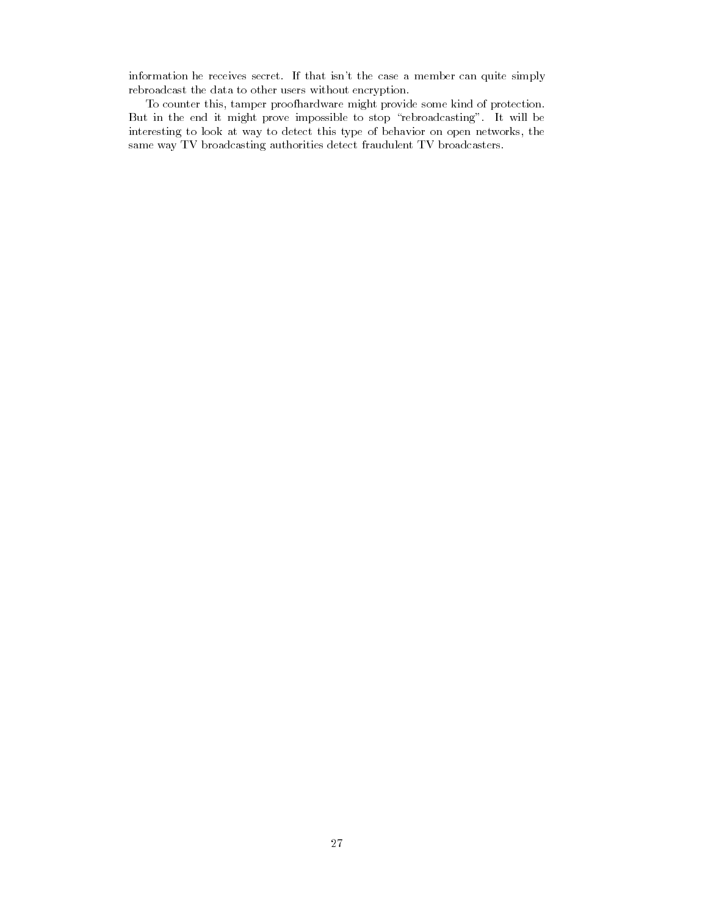information he receives secret. If that isn't the case a member can quite simply rebroadcast the data to other users without encryption.

To counter this, tamper proofhardware might provide some kind of protection. But in the end it might prove impossible to stop "rebroadcasting". It will be interesting to look at way to detect this type of behavior on open networks, the same way TV broadcasting authorities detect fraudulent TV broadcasters.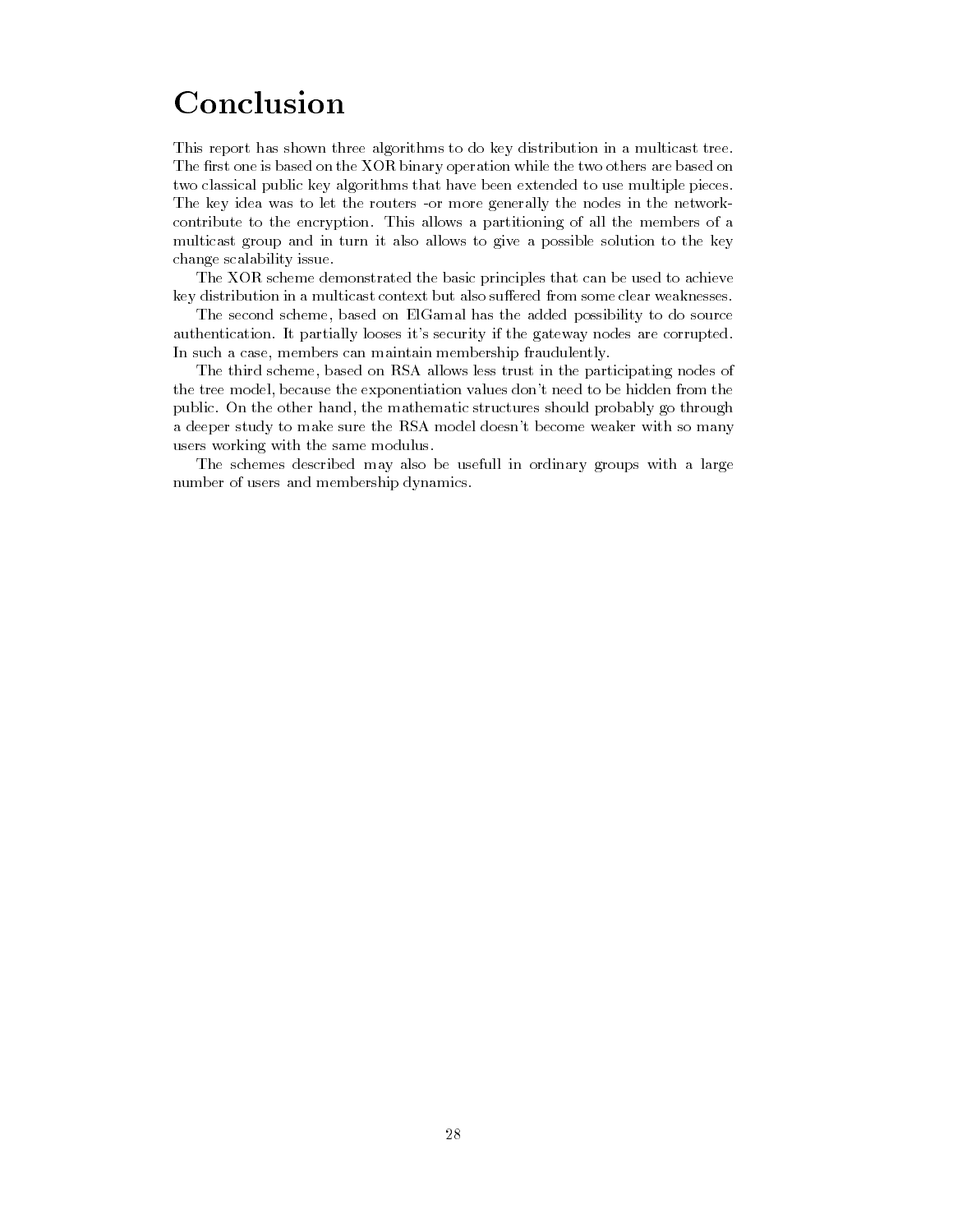# Conclusion

This report has shown three algorithms to do key distribution in a multicast tree. The first one is based on the XOR binary operation while the two others are based on two classical public key algorithms that have been extended to use multiple pieces. The key idea was to let the routers -or more generally the nodes in the network- contribute to the encryption. This allows a partitioning of all the members of a multicast group and in turn it also allows to give a possible solution to the key change scalability issue.

The XOR scheme demonstrated the basic principles that can be used to achieve key distribution in a multicast context but also suffered from some clear weaknesses.

The second scheme, based on ElGamal has the added possibility to do source authentication. It partially looses it's security if the gateway nodes are corrupted. In such a case, members can maintain membership fraudulently.

The third scheme, based on RSA allows less trust in the participating nodes of the tree model, because the exponentiation values don't need to be hidden from the public. On the other hand, the mathematic structures should probably go through a deeper study to make sure the RSA model doesn't become weaker with so many users working with the same modulus.

The schemes described may also be usefull in ordinary groups with a large number of users and membership dynamics.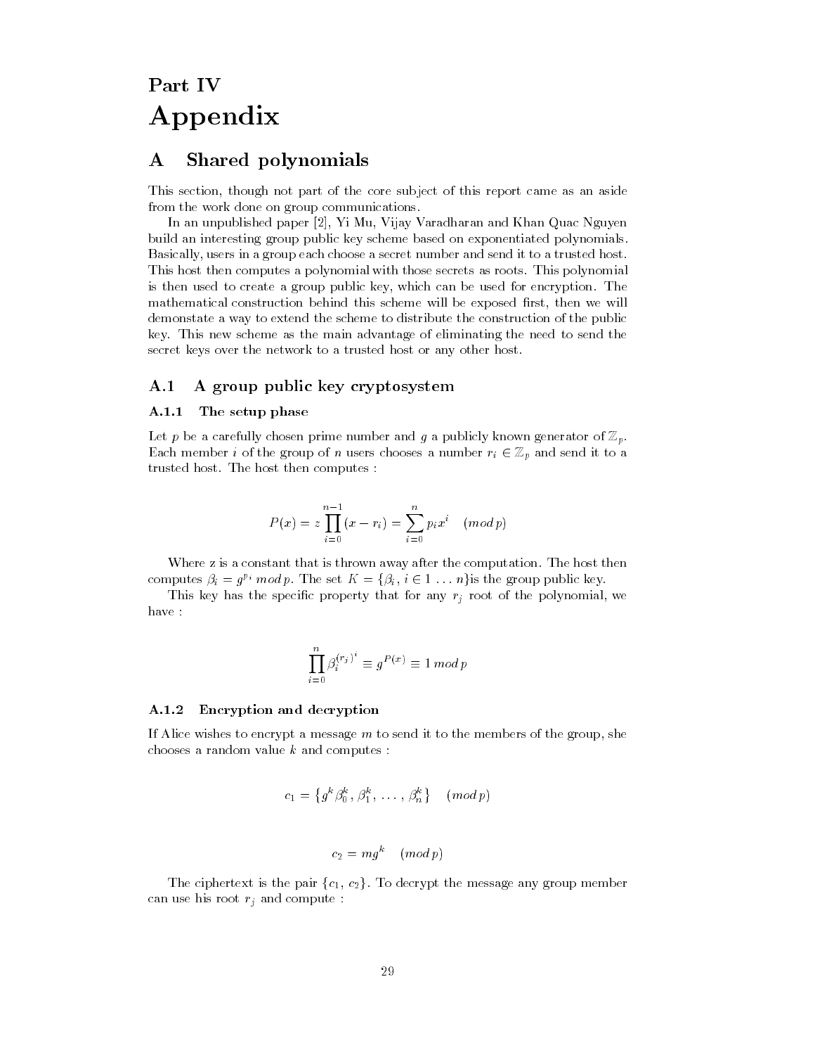# Part IV
# Appendix

## A Shared polynomials

This section, though not part of the core subject of this report came as an aside from the work done on group communications.

In an unpublished paper [2], Yi Mu, Vijay Varadharan and Khan Quac Nguyen build an interesting group public key scheme based on exponentiated polynomials. Basically, users in a group each choose a secret number and send it to a trusted host. This host then computes a polynomial with those secrets as roots. This polynomial is then used to create a group public key, which can be used for encryption. The mathematical construction behind this scheme will be exposed first, then we will demonstate a way to extend the scheme to distribute the construction of the public key. This new scheme as the main advantage of eliminating the need to send the secret keys over the network to a trusted host or any other host.

### A.1 A group public key cryptosystem

#### A.1.1 The setup phase

Let $p$ be a carefully chosen prime number and $g$ a publicly known generator of $\mathbb{Z}_p$. Each member $i$ of the group of $n$ users chooses a number $r_i \in \mathbb{Z}_p$ and send it to a trusted host. The host then computes :

$$P(x) = z \prod_{i=0}^{n-1} (x - r_i) = \sum_{i=0}^{n} p_i x^i \quad (mod\, p)$$

Where z is a constant that is thrown away after the computation. The host then computes $\beta_i = g^{p_i}\, mod\, p$. The set $K = \{\beta_i,\, i \in 1 \ldots n\}$is the group public key.

This key has the specific property that for any $r_j$ root of the polynomial, we have :

$$\prod_{i=0}^{n} \beta_i^{(r_j)^i} \equiv g^{P(x)} \equiv 1\, mod\, p$$

#### A.1.2 Encryption and decryption

If Alice wishes to encrypt a message $m$ to send it to the members of the group, she chooses a random value $k$ and computes :

$$c_1 = \left\{ g^k \beta_0^k,\, \beta_1^k,\, \ldots,\, \beta_n^k \right\} \quad (mod\, p)$$

$$c_2 = mg^k \quad (mod\, p)$$

The ciphertext is the pair $\{c_1,\, c_2\}$. To decrypt the message any group member can use his root $r_j$ and compute :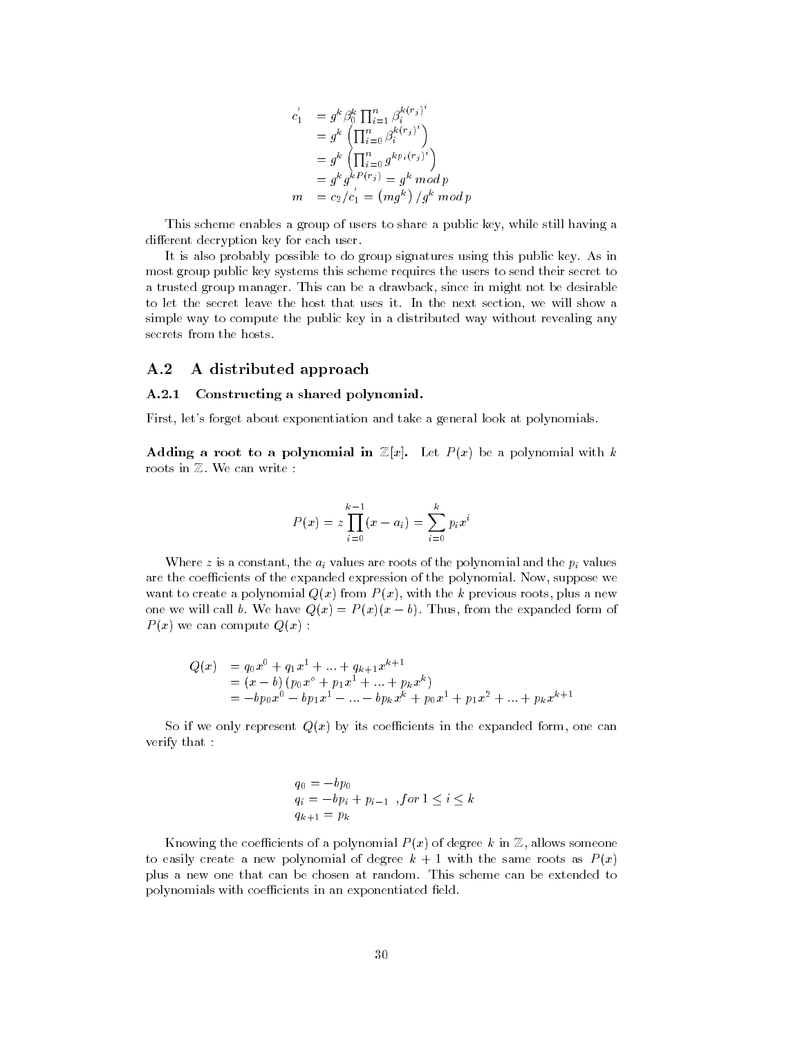$$
\begin{aligned}
c_1' &= g^k \beta_0^k \prod_{i=1}^{n} \beta_i^{k(r_j)^i} \\
&= g^k \left( \prod_{i=0}^{n} \beta_i^{k(r_j)^i} \right) \\
&= g^k \left( \prod_{i=0}^{n} g^{k p_i (r_j)^i} \right) \\
&= g^k g^{k P(r_j)} = g^k \, mod \, p \\
m &= c_2 / c_1' = \left( m g^k \right) / g^k \, mod \, p
\end{aligned}
$$

This scheme enables a group of users to share a public key, while still having a different decryption key for each user.

It is also probably possible to do group signatures using this public key. As in most group public key systems this scheme requires the users to send their secret to a trusted group manager. This can be a drawback, since in might not be desirable to let the secret leave the host that uses it. In the next section, we will show a simple way to compute the public key in a distributed way without revealing any secrets from the hosts.

## A.2 A distributed approach

### A.2.1 Constructing a shared polynomial.

First, let's forget about exponentiation and take a general look at polynomials.

**Adding a root to a polynomial in $\mathbb{Z}[x]$.** Let $P(x)$ be a polynomial with $k$ roots in $\mathbb{Z}$. We can write :

$$
P(x) = z \prod_{i=0}^{k-1} (x - a_i) = \sum_{i=0}^{k} p_i x^i
$$

Where $z$ is a constant, the $a_i$ values are roots of the polynomial and the $p_i$ values are the coefficients of the expanded expression of the polynomial. Now, suppose we want to create a polynomial $Q(x)$ from $P(x)$, with the $k$ previous roots, plus a new one we will call $b$. We have $Q(x) = P(x)(x - b)$. Thus, from the expanded form of $P(x)$ we can compute $Q(x)$ :

$$
\begin{aligned}
Q(x) &= q_0 x^0 + q_1 x^1 + \ldots + q_{k+1} x^{k+1} \\
&= (x - b) \left( p_0 x^o + p_1 x^1 + \ldots + p_k x^k \right) \\
&= -b p_0 x^0 - b p_1 x^1 - \ldots - b p_k x^k + p_0 x^1 + p_1 x^2 + \ldots + p_k x^{k+1}
\end{aligned}
$$

So if we only represent $Q(x)$ by its coefficients in the expanded form, one can verify that :

$$
\begin{aligned}
& q_0 = -b p_0 \\
& q_i = -b p_i + p_{i-1} \ \ , for \, 1 \leq i \leq k \\
& q_{k+1} = p_k
\end{aligned}
$$

Knowing the coefficients of a polynomial $P(x)$ of degree $k$ in $\mathbb{Z}$, allows someone to easily create a new polynomial of degree $k+1$ with the same roots as $P(x)$ plus a new one that can be chosen at random. This scheme can be extended to polynomials with coefficients in an exponentiated field.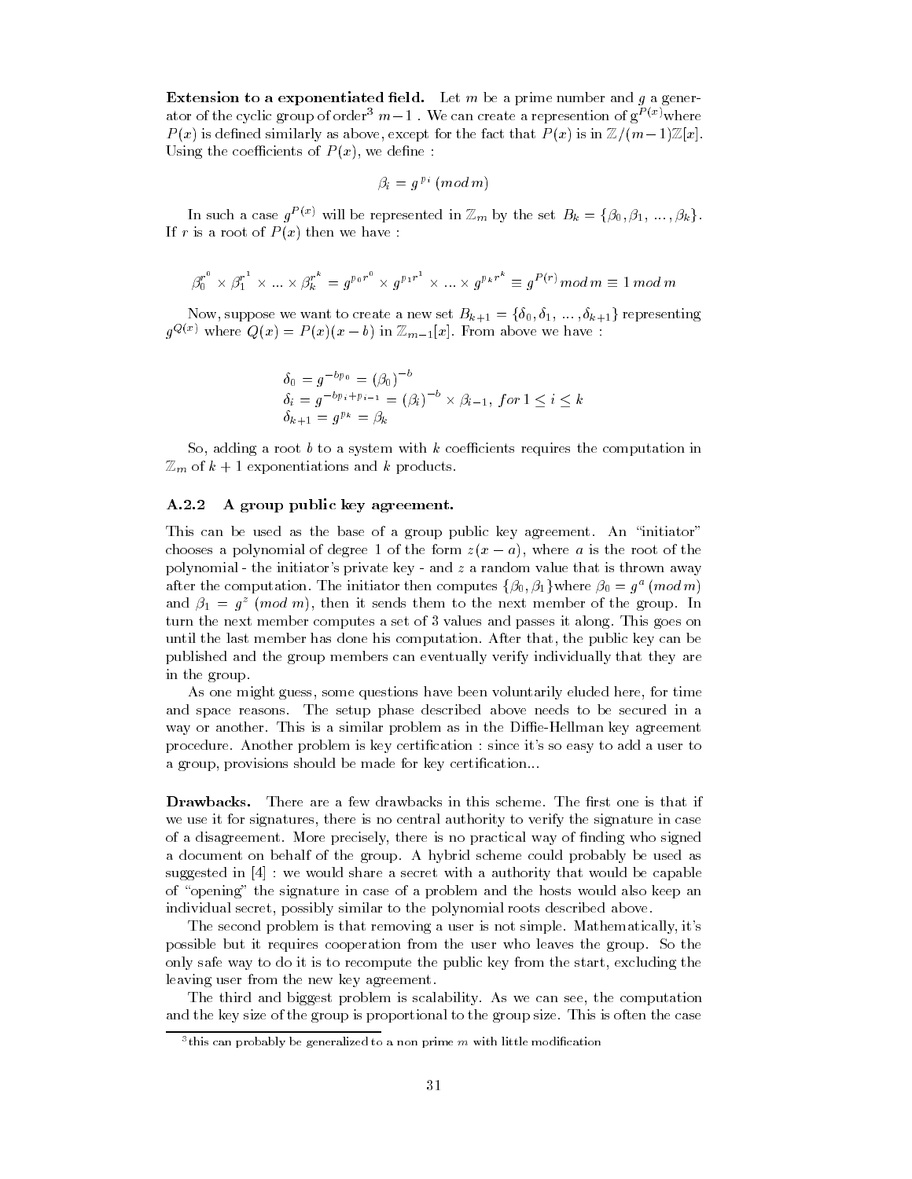**Extension to a exponentiated field.** Let $m$ be a prime number and $g$ a generator of the cyclic group of order[3] $m-1$ . We can create a represention of $g^{P(x)}$where $P(x)$ is defined similarly as above, except for the fact that $P(x)$ is in $\mathbb{Z}/(m-1)\mathbb{Z}[x]$. Using the coefficients of $P(x)$, we define :

$$\beta_i = g^{\,p_i}\,(mod\,m)$$

In such a case $g^{P(x)}$ will be represented in $\mathbb{Z}_m$ by the set $B_k = \{\beta_0, \beta_1, \ldots, \beta_k\}$. If $r$ is a root of $P(x)$ then we have :

$$\beta_0^{r^0} \times \beta_1^{r^1} \times \ldots \times \beta_k^{r^k} = g^{p_0 r^0} \times g^{p_1 r^1} \times \ldots \times g^{p_k r^k} \equiv g^{P(r)}\,mod\,m \equiv 1\,mod\,m$$

Now, suppose we want to create a new set $B_{k+1} = \{\delta_0, \delta_1, \ldots, \delta_{k+1}\}$ representing $g^{Q(x)}$ where $Q(x) = P(x)(x-b)$ in $\mathbb{Z}_{m-1}[x]$. From above we have :

$$\begin{aligned}
&\delta_0 = g^{-bp_0} = (\beta_0)^{-b}\\
&\delta_i = g^{-bp_i + p_{i-1}} = (\beta_i)^{-b} \times \beta_{i-1},\ for\ 1 \le i \le k\\
&\delta_{k+1} = g^{p_k} = \beta_k
\end{aligned}$$

So, adding a root $b$ to a system with $k$ coefficients requires the computation in $\mathbb{Z}_m$ of $k+1$ exponentiations and $k$ products.

### A.2.2 A group public key agreement.

This can be used as the base of a group public key agreement. An "initiator" chooses a polynomial of degree 1 of the form $z(x-a)$, where $a$ is the root of the polynomial - the initiator's private key - and $z$ a random value that is thrown away after the computation. The initiator then computes $\{\beta_0, \beta_1\}$where $\beta_0 = g^a\,(mod\,m)$ and $\beta_1 = g^z\,(mod\,m)$, then it sends them to the next member of the group. In turn the next member computes a set of 3 values and passes it along. This goes on until the last member has done his computation. After that, the public key can be published and the group members can eventually verify individually that they are in the group.

As one might guess, some questions have been voluntarily eluded here, for time and space reasons. The setup phase described above needs to be secured in a way or another. This is a similar problem as in the Diffie-Hellman key agreement procedure. Another problem is key certification : since it's so easy to add a user to a group, provisions should be made for key certification...

**Drawbacks.** There are a few drawbacks in this scheme. The first one is that if we use it for signatures, there is no central authority to verify the signature in case of a disagreement. More precisely, there is no practical way of finding who signed a document on behalf of the group. A hybrid scheme could probably be used as suggested in [4] : we would share a secret with a authority that would be capable of "opening" the signature in case of a problem and the hosts would also keep an individual secret, possibly similar to the polynomial roots described above.

The second problem is that removing a user is not simple. Mathematically, it's possible but it requires cooperation from the user who leaves the group. So the only safe way to do it is to recompute the public key from the start, excluding the leaving user from the new key agreement.

The third and biggest problem is scalability. As we can see, the computation and the key size of the group is proportional to the group size. This is often the case

[3] this can probably be generalized to a non prime $m$ with little modification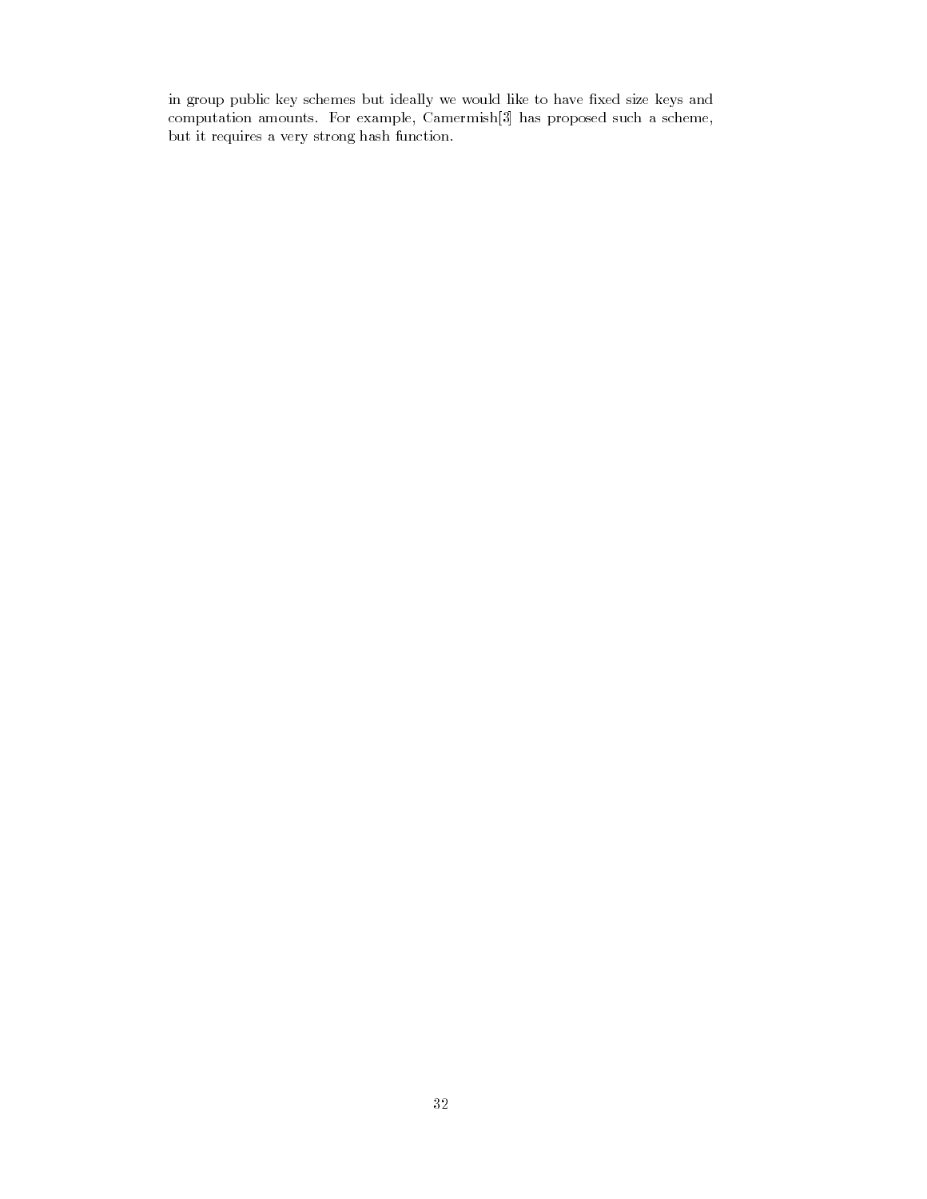in group public key schemes but ideally we would like to have fixed size keys and computation amounts. For example, Camermish[3] has proposed such a scheme, but it requires a very strong hash function.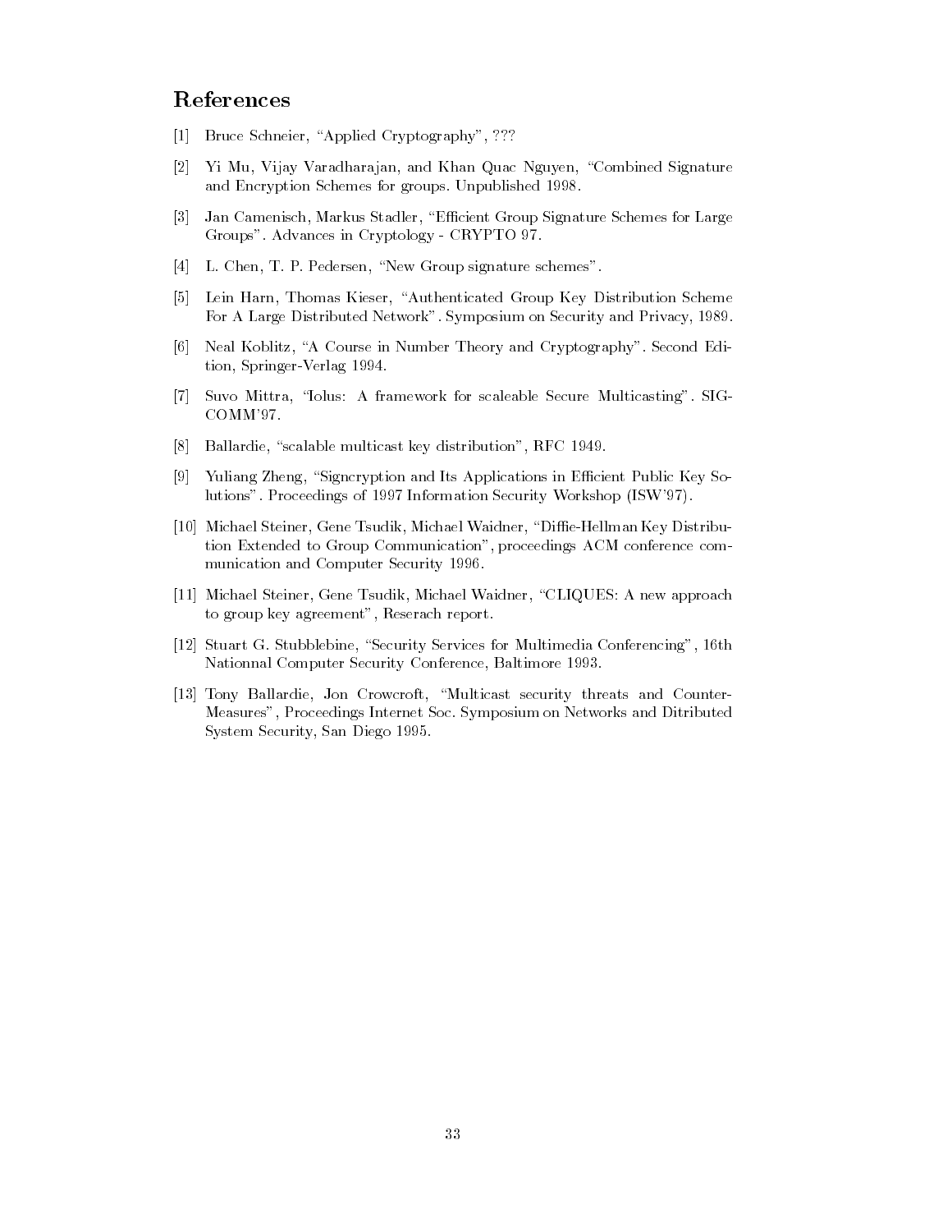## References

[1] Bruce Schneier, "Applied Cryptography", ???

[2] Yi Mu, Vijay Varadharajan, and Khan Quac Nguyen, "Combined Signature and Encryption Schemes for groups. Unpublished 1998.

[3] Jan Camenisch, Markus Stadler, "Efficient Group Signature Schemes for Large Groups". Advances in Cryptology - CRYPTO 97.

[4] L. Chen, T. P. Pedersen, "New Group signature schemes".

[5] Lein Harn, Thomas Kieser, "Authenticated Group Key Distribution Scheme For A Large Distributed Network". Symposium on Security and Privacy, 1989.

[6] Neal Koblitz, "A Course in Number Theory and Cryptography". Second Edition, Springer-Verlag 1994.

[7] Suvo Mittra, "Iolus: A framework for scaleable Secure Multicasting". SIGCOMM'97.

[8] Ballardie, "scalable multicast key distribution", RFC 1949.

[9] Yuliang Zheng, "Signcryption and Its Applications in Efficient Public Key Solutions". Proceedings of 1997 Information Security Workshop (ISW'97).

[10] Michael Steiner, Gene Tsudik, Michael Waidner, "Diffie-Hellman Key Distribution Extended to Group Communication", proceedings ACM conference communication and Computer Security 1996.

[11] Michael Steiner, Gene Tsudik, Michael Waidner, "CLIQUES: A new approach to group key agreement", Reserach report.

[12] Stuart G. Stubblebine, "Security Services for Multimedia Conferencing", 16th Nationnal Computer Security Conference, Baltimore 1993.

[13] Tony Ballardie, Jon Crowcroft, "Multicast security threats and Counter-Measures", Proceedings Internet Soc. Symposium on Networks and Ditributed System Security, San Diego 1995.